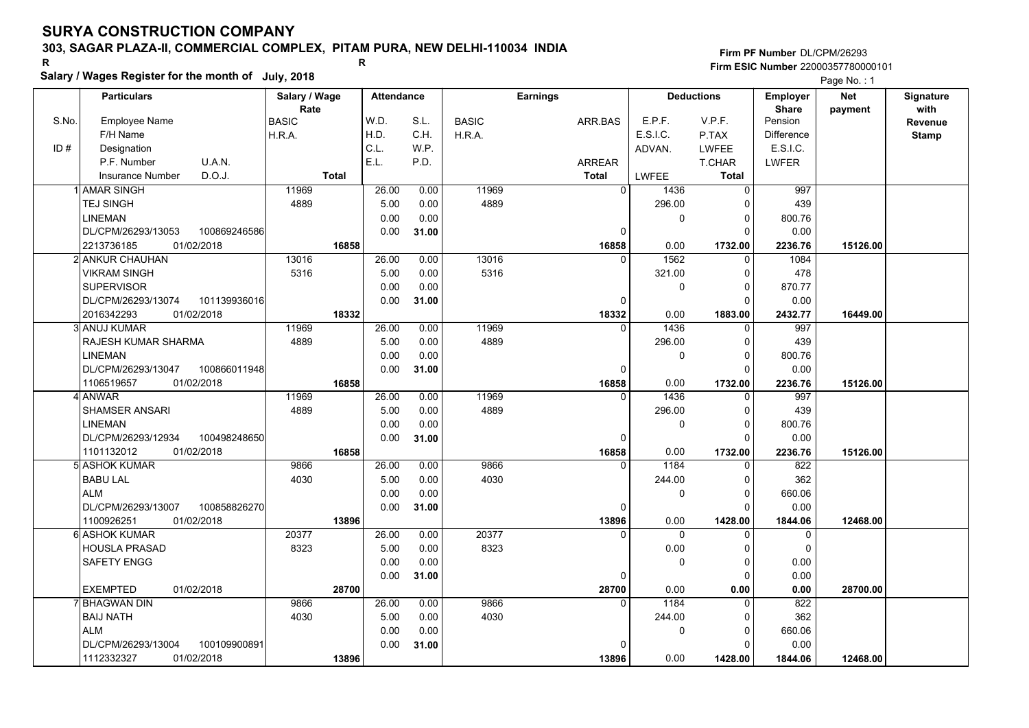# SURYA CONSTRUCTION COMPANY

**303, SAGAR PLAZA-II, COMMERCIAL COMPLEX, PITAM PURA, NEW DELHI-110034 INDIA**

R R

**Salary / Wages Register for the month of July, 2018**

**Firm PF Number** DL/CPM/26293
**Firm ESIC Number** 22000357780000101

Page No. : 1

| S.No. / ID # | Particulars: Employee Name / F/H Name / Designation / P.F. Number, U.A.N. / Insurance Number, D.O.J. | Salary / Wage Rate: BASIC / H.R.A. / Total | Attendance: W.D. / H.D. / C.L. / E.L. | Attendance: S.L. / C.H. / W.P. / P.D. | Earnings: BASIC / H.R.A. | Earnings: ARR.BAS / ARREAR / Total | Deductions: E.P.F. / E.S.I.C. / ADVAN. / LWFEE | Deductions: V.P.F. / P.TAX / LWFEE / T.CHAR / Total | Employer Share: Pension / Difference / E.S.I.C. / LWFER | Net payment | Signature with Revenue Stamp |
|---|---|---|---|---|---|---|---|---|---|---|---|
| 1 | AMAR SINGH<br>TEJ SINGH<br>LINEMAN<br>DL/CPM/26293/13053 100869246586<br>2213736185 01/02/2018 | 11969<br>4889<br>16858 | 26.00<br>5.00<br>0.00<br>0.00 | 0.00<br>0.00<br>0.00<br>31.00 | 11969<br>4889 | 0<br>0<br>16858 | 1436<br>296.00<br>0<br>0.00 | 0<br>0<br>0<br>0<br>1732.00 | 997<br>439<br>800.76<br>0.00<br>2236.76 | 15126.00 | |
| 2 | ANKUR CHAUHAN<br>VIKRAM SINGH<br>SUPERVISOR<br>DL/CPM/26293/13074 101139936016<br>2016342293 01/02/2018 | 13016<br>5316<br>18332 | 26.00<br>5.00<br>0.00<br>0.00 | 0.00<br>0.00<br>0.00<br>31.00 | 13016<br>5316 | 0<br>0<br>18332 | 1562<br>321.00<br>0<br>0.00 | 0<br>0<br>0<br>0<br>1883.00 | 1084<br>478<br>870.77<br>0.00<br>2432.77 | 16449.00 | |
| 3 | ANUJ KUMAR<br>RAJESH KUMAR SHARMA<br>LINEMAN<br>DL/CPM/26293/13047 100866011948<br>1106519657 01/02/2018 | 11969<br>4889<br>16858 | 26.00<br>5.00<br>0.00<br>0.00 | 0.00<br>0.00<br>0.00<br>31.00 | 11969<br>4889 | 0<br>0<br>16858 | 1436<br>296.00<br>0<br>0.00 | 0<br>0<br>0<br>0<br>1732.00 | 997<br>439<br>800.76<br>0.00<br>2236.76 | 15126.00 | |
| 4 | ANWAR<br>SHAMSER ANSARI<br>LINEMAN<br>DL/CPM/26293/12934 100498248650<br>1101132012 01/02/2018 | 11969<br>4889<br>16858 | 26.00<br>5.00<br>0.00<br>0.00 | 0.00<br>0.00<br>0.00<br>31.00 | 11969<br>4889 | 0<br>0<br>16858 | 1436<br>296.00<br>0<br>0.00 | 0<br>0<br>0<br>0<br>1732.00 | 997<br>439<br>800.76<br>0.00<br>2236.76 | 15126.00 | |
| 5 | ASHOK KUMAR<br>BABU LAL<br>ALM<br>DL/CPM/26293/13007 100858826270<br>1100926251 01/02/2018 | 9866<br>4030<br>13896 | 26.00<br>5.00<br>0.00<br>0.00 | 0.00<br>0.00<br>0.00<br>31.00 | 9866<br>4030 | 0<br>0<br>13896 | 1184<br>244.00<br>0<br>0.00 | 0<br>0<br>0<br>0<br>1428.00 | 822<br>362<br>660.06<br>0.00<br>1844.06 | 12468.00 | |
| 6 | ASHOK KUMAR<br>HOUSLA PRASAD<br>SAFETY ENGG<br><br>EXEMPTED 01/02/2018 | 20377<br>8323<br>28700 | 26.00<br>5.00<br>0.00<br>0.00 | 0.00<br>0.00<br>0.00<br>31.00 | 20377<br>8323 | 0<br>0<br>28700 | 0<br>0.00<br>0<br>0.00 | 0<br>0<br>0<br>0<br>0.00 | 0<br>0<br>0.00<br>0.00<br>0.00 | 28700.00 | |
| 7 | BHAGWAN DIN<br>BAIJ NATH<br>ALM<br>DL/CPM/26293/13004 100109900891<br>1112332327 01/02/2018 | 9866<br>4030<br>13896 | 26.00<br>5.00<br>0.00<br>0.00 | 0.00<br>0.00<br>0.00<br>31.00 | 9866<br>4030 | 0<br>0<br>13896 | 1184<br>244.00<br>0<br>0.00 | 0<br>0<br>0<br>0<br>1428.00 | 822<br>362<br>660.06<br>0.00<br>1844.06 | 12468.00 | |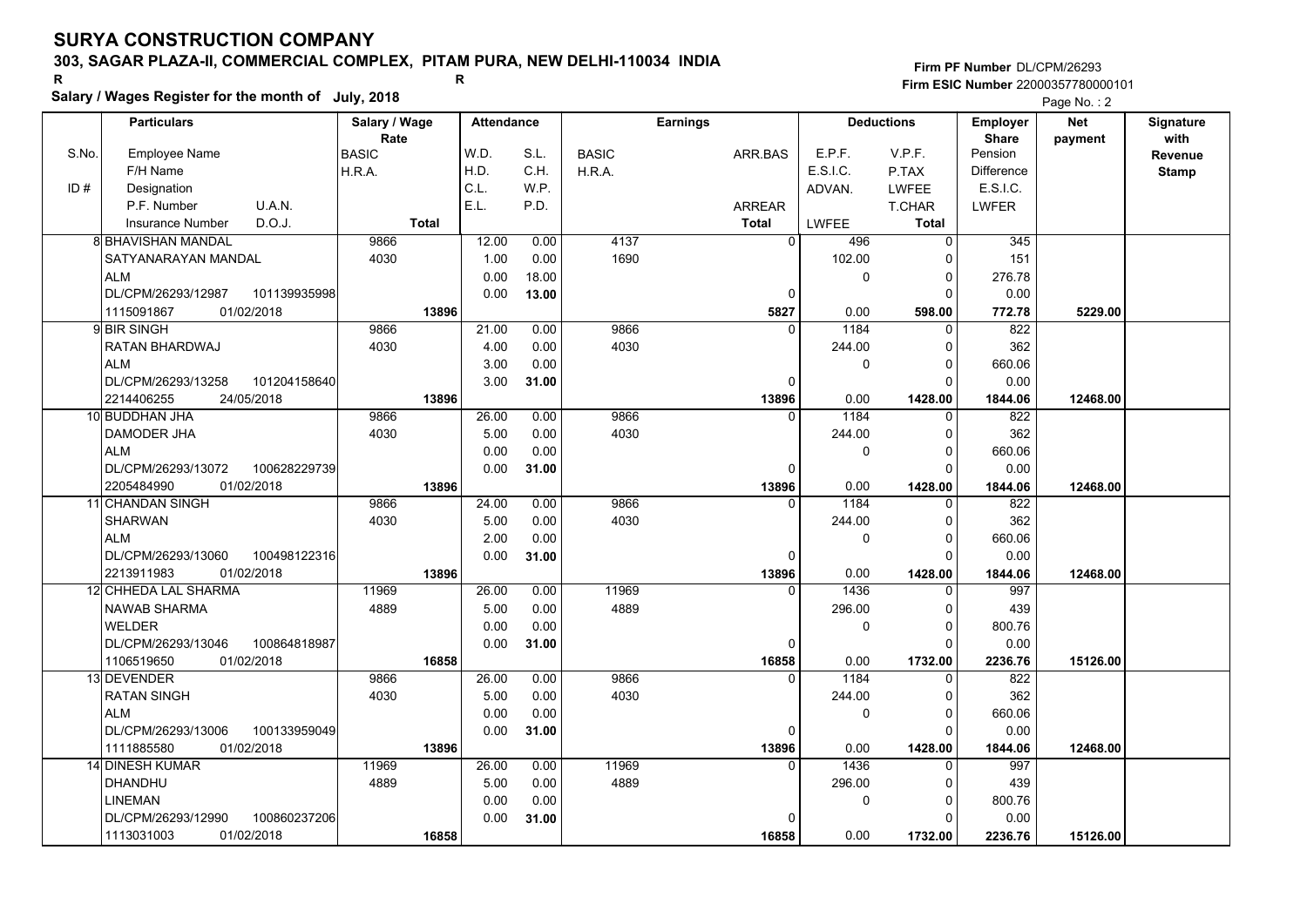# SURYA CONSTRUCTION COMPANY

**303, SAGAR PLAZA-II, COMMERCIAL COMPLEX, PITAM PURA, NEW DELHI-110034 INDIA**

R R

**Salary / Wages Register for the month of July, 2018**

**Firm PF Number** DL/CPM/26293
**Firm ESIC Number** 22000357780000101

Page No. : 2

| S.No. / ID # | Particulars (Employee Name / F/H Name / Designation / P.F. Number, U.A.N. / Insurance Number, D.O.J.) | Salary / Wage Rate (BASIC / H.R.A. / Total) | Attendance W.D. / S.L. | H.D. / C.H. | C.L. / W.P. | E.L. / P.D. | Earnings (BASIC / H.R.A.) | ARR.BAS / ARREAR / Total | Deductions E.P.F. / E.S.I.C. / ADVAN. / LWFEE | V.P.F. / P.TAX / LWFEE / T.CHAR / Total | Employer Share (Pension / Difference / E.S.I.C. / LWFER) | Net payment | Signature with Revenue Stamp |
|---|---|---|---|---|---|---|---|---|---|---|---|---|---|
| 8 | BHAVISHAN MANDAL / SATYANARAYAN MANDAL / ALM / DL/CPM/26293/12987, 101139935998 / 1115091867, 01/02/2018 | 9866 / 4030 / 13896 | 12.00 / 0.00 | 1.00 / 0.00 | 0.00 / 18.00 | 0.00 / 13.00 | 4137 / 1690 | 0 / 0 / 5827 | 496 / 102.00 / 0 / 0.00 | 0 / 0 / 0 / 0 / 598.00 | 345 / 151 / 276.78 / 0.00 / 772.78 | 5229.00 | |
| 9 | BIR SINGH / RATAN BHARDWAJ / ALM / DL/CPM/26293/13258, 101204158640 / 2214406255, 24/05/2018 | 9866 / 4030 / 13896 | 21.00 / 0.00 | 4.00 / 0.00 | 3.00 / 0.00 | 3.00 / 31.00 | 9866 / 4030 | 0 / 0 / 13896 | 1184 / 244.00 / 0 / 0.00 | 0 / 0 / 0 / 0 / 1428.00 | 822 / 362 / 660.06 / 0.00 / 1844.06 | 12468.00 | |
| 10 | BUDDHAN JHA / DAMODER JHA / ALM / DL/CPM/26293/13072, 100628229739 / 2205484990, 01/02/2018 | 9866 / 4030 / 13896 | 26.00 / 0.00 | 5.00 / 0.00 | 0.00 / 0.00 | 0.00 / 31.00 | 9866 / 4030 | 0 / 0 / 13896 | 1184 / 244.00 / 0 / 0.00 | 0 / 0 / 0 / 0 / 1428.00 | 822 / 362 / 660.06 / 0.00 / 1844.06 | 12468.00 | |
| 11 | CHANDAN SINGH / SHARWAN / ALM / DL/CPM/26293/13060, 100498122316 / 2213911983, 01/02/2018 | 9866 / 4030 / 13896 | 24.00 / 0.00 | 5.00 / 0.00 | 2.00 / 0.00 | 0.00 / 31.00 | 9866 / 4030 | 0 / 0 / 13896 | 1184 / 244.00 / 0 / 0.00 | 0 / 0 / 0 / 0 / 1428.00 | 822 / 362 / 660.06 / 0.00 / 1844.06 | 12468.00 | |
| 12 | CHHEDA LAL SHARMA / NAWAB SHARMA / WELDER / DL/CPM/26293/13046, 100864818987 / 1106519650, 01/02/2018 | 11969 / 4889 / 16858 | 26.00 / 0.00 | 5.00 / 0.00 | 0.00 / 0.00 | 0.00 / 31.00 | 11969 / 4889 | 0 / 0 / 16858 | 1436 / 296.00 / 0 / 0.00 | 0 / 0 / 0 / 0 / 1732.00 | 997 / 439 / 800.76 / 0.00 / 2236.76 | 15126.00 | |
| 13 | DEVENDER / RATAN SINGH / ALM / DL/CPM/26293/13006, 100133959049 / 1111885580, 01/02/2018 | 9866 / 4030 / 13896 | 26.00 / 0.00 | 5.00 / 0.00 | 0.00 / 0.00 | 0.00 / 31.00 | 9866 / 4030 | 0 / 0 / 13896 | 1184 / 244.00 / 0 / 0.00 | 0 / 0 / 0 / 0 / 1428.00 | 822 / 362 / 660.06 / 0.00 / 1844.06 | 12468.00 | |
| 14 | DINESH KUMAR / DHANDHU / LINEMAN / DL/CPM/26293/12990, 100860237206 / 1113031003, 01/02/2018 | 11969 / 4889 / 16858 | 26.00 / 0.00 | 5.00 / 0.00 | 0.00 / 0.00 | 0.00 / 31.00 | 11969 / 4889 | 0 / 0 / 16858 | 1436 / 296.00 / 0 / 0.00 | 0 / 0 / 0 / 0 / 1732.00 | 997 / 439 / 800.76 / 0.00 / 2236.76 | 15126.00 | |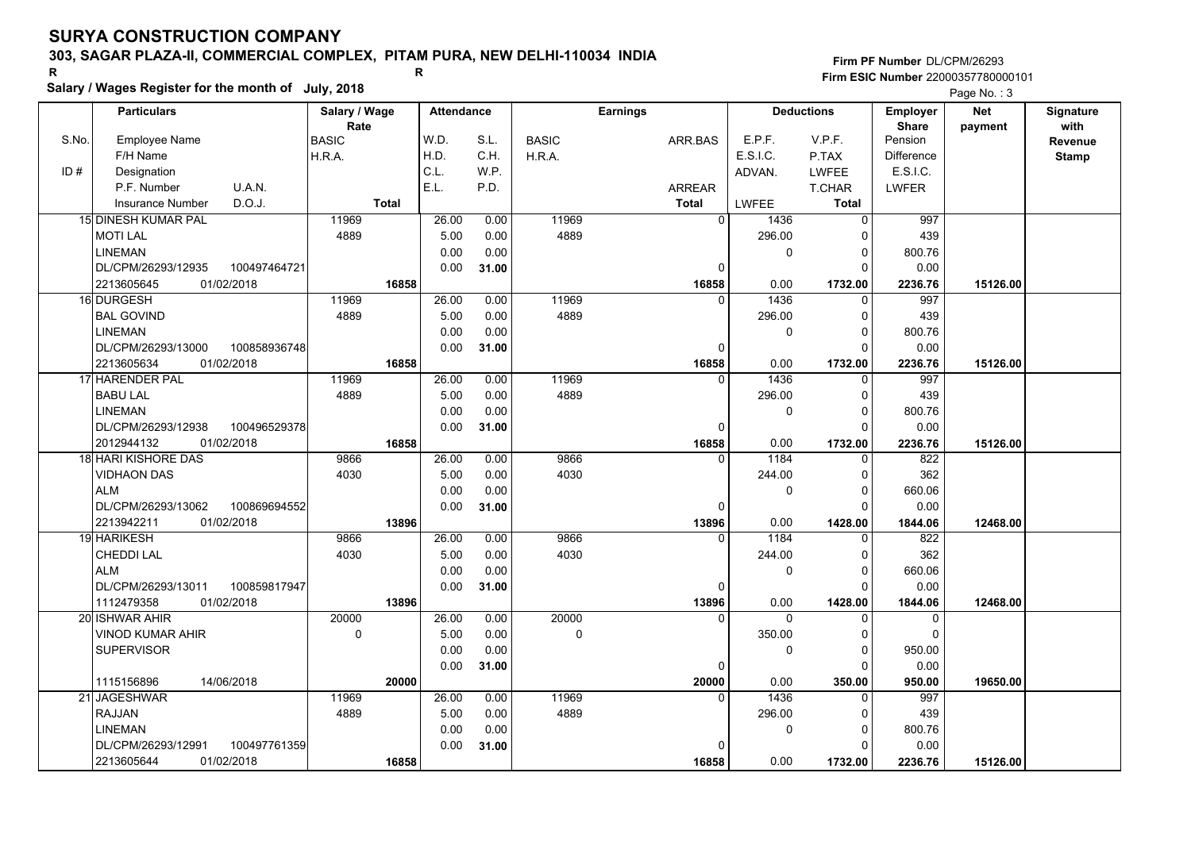# SURYA CONSTRUCTION COMPANY

**303, SAGAR PLAZA-II, COMMERCIAL COMPLEX, PITAM PURA, NEW DELHI-110034 INDIA**

R R

**Salary / Wages Register for the month of July, 2018**

**Firm PF Number** DL/CPM/26293
**Firm ESIC Number** 22000357780000101

| S.No. / ID # | Particulars: Employee Name / F/H Name / Designation / P.F. Number, U.A.N. / Insurance Number, D.O.J. | Salary / Wage Rate: BASIC / H.R.A. / Total | Attendance: W.D. / H.D. / C.L. / E.L. | Attendance: S.L. / C.H. / W.P. / P.D. | Earnings: BASIC / H.R.A. | Earnings: ARR.BAS / ARREAR / Total | Deductions: E.P.F. / E.S.I.C. / ADVAN. / LWFEE | Deductions: V.P.F. / P.TAX / LWFEE / T.CHAR / Total | Employer Share: Pension / Difference / E.S.I.C. / LWFER | Net payment | Signature with Revenue Stamp |
|---|---|---|---|---|---|---|---|---|---|---|---|
| 15 | DINESH KUMAR PAL<br>MOTI LAL<br>LINEMAN<br>DL/CPM/26293/12935 100497464721<br>2213605645 01/02/2018 | 11969<br>4889<br>16858 | 26.00<br>5.00<br>0.00<br>0.00 | 0.00<br>0.00<br>0.00<br>31.00 | 11969<br>4889 | 0<br>0<br>16858 | 1436<br>296.00<br>0<br>0.00 | 0<br>0<br>0<br>0<br>1732.00 | 997<br>439<br>800.76<br>0.00<br>2236.76 | 15126.00 | |
| 16 | DURGESH<br>BAL GOVIND<br>LINEMAN<br>DL/CPM/26293/13000 100858936748<br>2213605634 01/02/2018 | 11969<br>4889<br>16858 | 26.00<br>5.00<br>0.00<br>0.00 | 0.00<br>0.00<br>0.00<br>31.00 | 11969<br>4889 | 0<br>0<br>16858 | 1436<br>296.00<br>0<br>0.00 | 0<br>0<br>0<br>0<br>1732.00 | 997<br>439<br>800.76<br>0.00<br>2236.76 | 15126.00 | |
| 17 | HARENDER PAL<br>BABU LAL<br>LINEMAN<br>DL/CPM/26293/12938 100496529378<br>2012944132 01/02/2018 | 11969<br>4889<br>16858 | 26.00<br>5.00<br>0.00<br>0.00 | 0.00<br>0.00<br>0.00<br>31.00 | 11969<br>4889 | 0<br>0<br>16858 | 1436<br>296.00<br>0<br>0.00 | 0<br>0<br>0<br>0<br>1732.00 | 997<br>439<br>800.76<br>0.00<br>2236.76 | 15126.00 | |
| 18 | HARI KISHORE DAS<br>VIDHAON DAS<br>ALM<br>DL/CPM/26293/13062 100869694552<br>2213942211 01/02/2018 | 9866<br>4030<br>13896 | 26.00<br>5.00<br>0.00<br>0.00 | 0.00<br>0.00<br>0.00<br>31.00 | 9866<br>4030 | 0<br>0<br>13896 | 1184<br>244.00<br>0<br>0.00 | 0<br>0<br>0<br>0<br>1428.00 | 822<br>362<br>660.06<br>0.00<br>1844.06 | 12468.00 | |
| 19 | HARIKESH<br>CHEDDI LAL<br>ALM<br>DL/CPM/26293/13011 100859817947<br>1112479358 01/02/2018 | 9866<br>4030<br>13896 | 26.00<br>5.00<br>0.00<br>0.00 | 0.00<br>0.00<br>0.00<br>31.00 | 9866<br>4030 | 0<br>0<br>13896 | 1184<br>244.00<br>0<br>0.00 | 0<br>0<br>0<br>0<br>1428.00 | 822<br>362<br>660.06<br>0.00<br>1844.06 | 12468.00 | |
| 20 | ISHWAR AHIR<br>VINOD KUMAR AHIR<br>SUPERVISOR<br><br>1115156896 14/06/2018 | 20000<br>0<br>20000 | 26.00<br>5.00<br>0.00<br>0.00 | 0.00<br>0.00<br>0.00<br>31.00 | 20000<br>0 | 0<br>0<br>20000 | 0<br>350.00<br>0<br>0.00 | 0<br>0<br>0<br>0<br>350.00 | 0<br>0<br>950.00<br>0.00<br>950.00 | 19650.00 | |
| 21 | JAGESHWAR<br>RAJJAN<br>LINEMAN<br>DL/CPM/26293/12991 100497761359<br>2213605644 01/02/2018 | 11969<br>4889<br>16858 | 26.00<br>5.00<br>0.00<br>0.00 | 0.00<br>0.00<br>0.00<br>31.00 | 11969<br>4889 | 0<br>0<br>16858 | 1436<br>296.00<br>0<br>0.00 | 0<br>0<br>0<br>0<br>1732.00 | 997<br>439<br>800.76<br>0.00<br>2236.76 | 15126.00 | |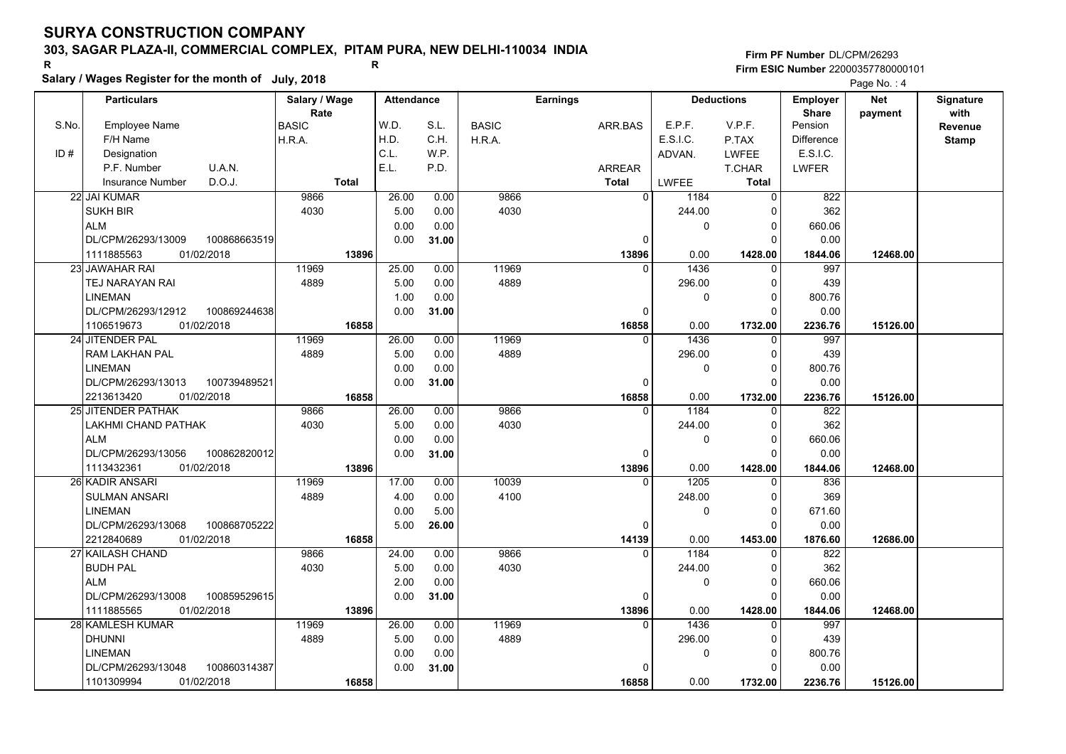# SURYA CONSTRUCTION COMPANY

## 303, SAGAR PLAZA-II, COMMERCIAL COMPLEX, PITAM PURA, NEW DELHI-110034 INDIA

R R

**Salary / Wages Register for the month of July, 2018**

Firm PF Number DL/CPM/26293
Firm ESIC Number 22000357780000101

| S.No. / ID # | Employee Name / F/H Name / Designation / P.F. Number / U.A.N. / Insurance Number / D.O.J. | Salary / Wage Rate: BASIC / H.R.A. / Total | W.D. / H.D. / C.L. / E.L. | S.L. / C.H. / W.P. / P.D. | BASIC / H.R.A. | ARR.BAS / ARREAR / Total | E.P.F. / E.S.I.C. / ADVAN. / LWFEE | V.P.F. / P.TAX / LWFEE / T.CHAR / Total | Employer Share: Pension / Difference / E.S.I.C. / LWFER | Net payment | Signature with Revenue Stamp |
|---|---|---|---|---|---|---|---|---|---|---|---|
| 22 | JAI KUMAR<br>SUKH BIR<br>ALM<br>DL/CPM/26293/13009 100868663519<br>1111885563 01/02/2018 | 9866<br>4030<br>13896 | 26.00<br>5.00<br>0.00<br>0.00 | 0.00<br>0.00<br>0.00<br>31.00 | 9866<br>4030 | 0<br>0<br>13896 | 1184<br>244.00<br>0<br>0.00 | 0<br>0<br>0<br>0<br>1428.00 | 822<br>362<br>660.06<br>0.00<br>1844.06 | 12468.00 | |
| 23 | JAWAHAR RAI<br>TEJ NARAYAN RAI<br>LINEMAN<br>DL/CPM/26293/12912 100869244638<br>1106519673 01/02/2018 | 11969<br>4889<br>16858 | 25.00<br>5.00<br>1.00<br>0.00 | 0.00<br>0.00<br>0.00<br>31.00 | 11969<br>4889 | 0<br>0<br>16858 | 1436<br>296.00<br>0<br>0.00 | 0<br>0<br>0<br>0<br>1732.00 | 997<br>439<br>800.76<br>0.00<br>2236.76 | 15126.00 | |
| 24 | JITENDER PAL<br>RAM LAKHAN PAL<br>LINEMAN<br>DL/CPM/26293/13013 100739489521<br>2213613420 01/02/2018 | 11969<br>4889<br>16858 | 26.00<br>5.00<br>0.00<br>0.00 | 0.00<br>0.00<br>0.00<br>31.00 | 11969<br>4889 | 0<br>0<br>16858 | 1436<br>296.00<br>0<br>0.00 | 0<br>0<br>0<br>0<br>1732.00 | 997<br>439<br>800.76<br>0.00<br>2236.76 | 15126.00 | |
| 25 | JITENDER PATHAK<br>LAKHMI CHAND PATHAK<br>ALM<br>DL/CPM/26293/13056 100862820012<br>1113432361 01/02/2018 | 9866<br>4030<br>13896 | 26.00<br>5.00<br>0.00<br>0.00 | 0.00<br>0.00<br>0.00<br>31.00 | 9866<br>4030 | 0<br>0<br>13896 | 1184<br>244.00<br>0<br>0.00 | 0<br>0<br>0<br>0<br>1428.00 | 822<br>362<br>660.06<br>0.00<br>1844.06 | 12468.00 | |
| 26 | KADIR ANSARI<br>SULMAN ANSARI<br>LINEMAN<br>DL/CPM/26293/13068 100868705222<br>2212840689 01/02/2018 | 11969<br>4889<br>16858 | 17.00<br>4.00<br>0.00<br>5.00 | 0.00<br>0.00<br>5.00<br>26.00 | 10039<br>4100 | 0<br>0<br>14139 | 1205<br>248.00<br>0<br>0.00 | 0<br>0<br>0<br>0<br>1453.00 | 836<br>369<br>671.60<br>0.00<br>1876.60 | 12686.00 | |
| 27 | KAILASH CHAND<br>BUDH PAL<br>ALM<br>DL/CPM/26293/13008 100859529615<br>1111885565 01/02/2018 | 9866<br>4030<br>13896 | 24.00<br>5.00<br>2.00<br>0.00 | 0.00<br>0.00<br>0.00<br>31.00 | 9866<br>4030 | 0<br>0<br>13896 | 1184<br>244.00<br>0<br>0.00 | 0<br>0<br>0<br>0<br>1428.00 | 822<br>362<br>660.06<br>0.00<br>1844.06 | 12468.00 | |
| 28 | KAMLESH KUMAR<br>DHUNNI<br>LINEMAN<br>DL/CPM/26293/13048 100860314387<br>1101309994 01/02/2018 | 11969<br>4889<br>16858 | 26.00<br>5.00<br>0.00<br>0.00 | 0.00<br>0.00<br>0.00<br>31.00 | 11969<br>4889 | 0<br>0<br>16858 | 1436<br>296.00<br>0<br>0.00 | 0<br>0<br>0<br>0<br>1732.00 | 997<br>439<br>800.76<br>0.00<br>2236.76 | 15126.00 | |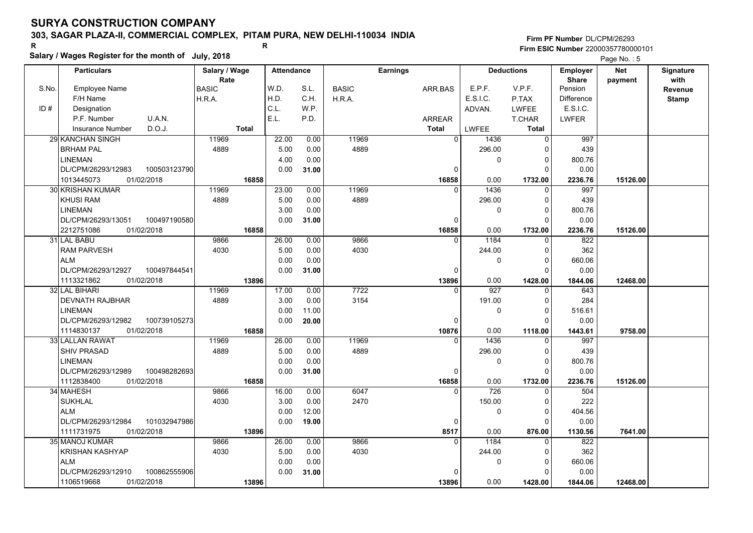# SURYA CONSTRUCTION COMPANY

**303, SAGAR PLAZA-II, COMMERCIAL COMPLEX, PITAM PURA, NEW DELHI-110034 INDIA**

R R

**Salary / Wages Register for the month of July, 2018**

Firm PF Number DL/CPM/26293
Firm ESIC Number 22000357780000101

| S.No. / ID # | Particulars: Employee Name / F/H Name / Designation / P.F. Number, U.A.N. / Insurance Number, D.O.J. | Salary / Wage Rate: BASIC / H.R.A. / Total | Attendance: W.D. / H.D. / C.L. / E.L. | Attendance: S.L. / C.H. / W.P. / P.D. | Earnings: BASIC / H.R.A. | Earnings: ARR.BAS / ARREAR / Total | Deductions: E.P.F. / E.S.I.C. / ADVAN. / LWFEE | Deductions: V.P.F. / P.TAX / LWFEE / T.CHAR / Total | Employer Share: Pension / Difference / E.S.I.C. / LWFER | Net payment | Signature with Revenue Stamp |
|---|---|---|---|---|---|---|---|---|---|---|---|
| 29 | KANCHAN SINGH<br>BRHAM PAL<br>LINEMAN<br>DL/CPM/26293/12983 100503123790<br>1013445073 01/02/2018 | 11969<br>4889<br>16858 | 22.00<br>5.00<br>4.00<br>0.00 | 0.00<br>0.00<br>0.00<br>31.00 | 11969<br>4889 | 0<br>0<br>16858 | 1436<br>296.00<br>0<br>0.00 | 0<br>0<br>0<br>0<br>1732.00 | 997<br>439<br>800.76<br>0.00<br>2236.76 | 15126.00 | |
| 30 | KRISHAN KUMAR<br>KHUSI RAM<br>LINEMAN<br>DL/CPM/26293/13051 100497190580<br>2212751086 01/02/2018 | 11969<br>4889<br>16858 | 23.00<br>5.00<br>3.00<br>0.00 | 0.00<br>0.00<br>0.00<br>31.00 | 11969<br>4889 | 0<br>0<br>16858 | 1436<br>296.00<br>0<br>0.00 | 0<br>0<br>0<br>0<br>1732.00 | 997<br>439<br>800.76<br>0.00<br>2236.76 | 15126.00 | |
| 31 | LAL BABU<br>RAM PARVESH<br>ALM<br>DL/CPM/26293/12927 100497844541<br>1113321862 01/02/2018 | 9866<br>4030<br>13896 | 26.00<br>5.00<br>0.00<br>0.00 | 0.00<br>0.00<br>0.00<br>31.00 | 9866<br>4030 | 0<br>0<br>13896 | 1184<br>244.00<br>0<br>0.00 | 0<br>0<br>0<br>0<br>1428.00 | 822<br>362<br>660.06<br>0.00<br>1844.06 | 12468.00 | |
| 32 | LAL BIHARI<br>DEVNATH RAJBHAR<br>LINEMAN<br>DL/CPM/26293/12982 100739105273<br>1114830137 01/02/2018 | 11969<br>4889<br>16858 | 17.00<br>3.00<br>0.00<br>0.00 | 0.00<br>0.00<br>11.00<br>20.00 | 7722<br>3154 | 0<br>0<br>10876 | 927<br>191.00<br>0<br>0.00 | 0<br>0<br>0<br>0<br>1118.00 | 643<br>284<br>516.61<br>0.00<br>1443.61 | 9758.00 | |
| 33 | LALLAN RAWAT<br>SHIV PRASAD<br>LINEMAN<br>DL/CPM/26293/12989 100498282693<br>1112838400 01/02/2018 | 11969<br>4889<br>16858 | 26.00<br>5.00<br>0.00<br>0.00 | 0.00<br>0.00<br>0.00<br>31.00 | 11969<br>4889 | 0<br>0<br>16858 | 1436<br>296.00<br>0<br>0.00 | 0<br>0<br>0<br>0<br>1732.00 | 997<br>439<br>800.76<br>0.00<br>2236.76 | 15126.00 | |
| 34 | MAHESH<br>SUKHLAL<br>ALM<br>DL/CPM/26293/12984 101032947986<br>1111731975 01/02/2018 | 9866<br>4030<br>13896 | 16.00<br>3.00<br>0.00<br>0.00 | 0.00<br>0.00<br>12.00<br>19.00 | 6047<br>2470 | 0<br>0<br>8517 | 726<br>150.00<br>0<br>0.00 | 0<br>0<br>0<br>0<br>876.00 | 504<br>222<br>404.56<br>0.00<br>1130.56 | 7641.00 | |
| 35 | MANOJ KUMAR<br>KRISHAN KASHYAP<br>ALM<br>DL/CPM/26293/12910 100862555906<br>1106519668 01/02/2018 | 9866<br>4030<br>13896 | 26.00<br>5.00<br>0.00<br>0.00 | 0.00<br>0.00<br>0.00<br>31.00 | 9866<br>4030 | 0<br>0<br>13896 | 1184<br>244.00<br>0<br>0.00 | 0<br>0<br>0<br>0<br>1428.00 | 822<br>362<br>660.06<br>0.00<br>1844.06 | 12468.00 | |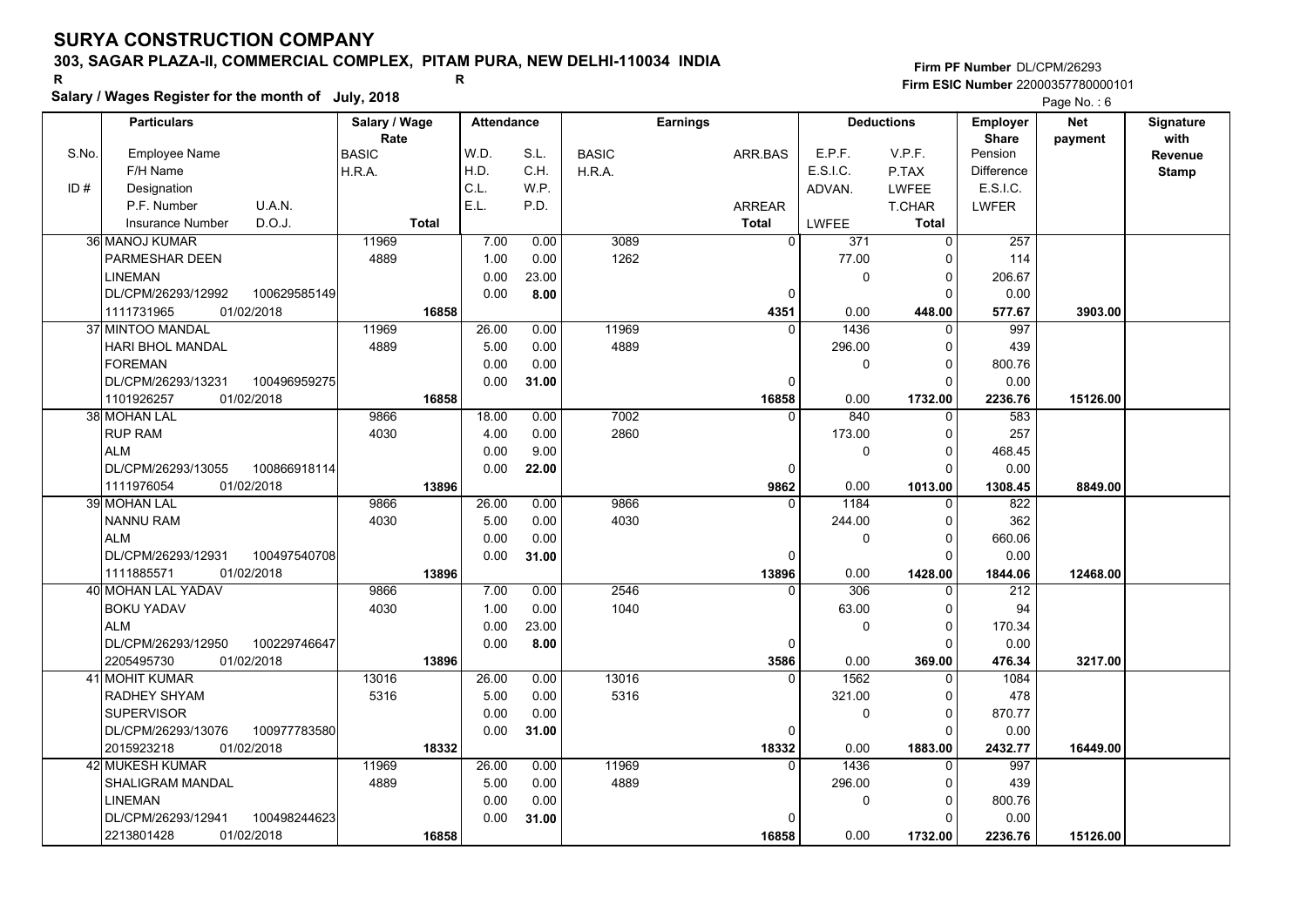# SURYA CONSTRUCTION COMPANY

## 303, SAGAR PLAZA-II, COMMERCIAL COMPLEX, PITAM PURA, NEW DELHI-110034 INDIA

**Salary / Wages Register for the month of July, 2018**

Firm PF Number DL/CPM/26293
Firm ESIC Number 22000357780000101

| S.No. | Particulars: Employee Name / F/H Name / Designation / P.F. Number, U.A.N. / Insurance Number, D.O.J. | Salary / Wage Rate: BASIC / H.R.A. / Total | Attendance: W.D. / H.D. / C.L. / E.L. | Attendance: S.L. / C.H. / W.P. / P.D. | Earnings: BASIC / H.R.A. | Earnings: ARR.BAS / ARREAR / Total | Deductions: E.P.F. / E.S.I.C. / ADVAN. / LWFEE | Deductions: V.P.F. / P.TAX / LWFEE / T.CHAR / Total | Employer Share: Pension / Difference / E.S.I.C. / LWFER | Net payment | Signature with Revenue Stamp |
|---|---|---|---|---|---|---|---|---|---|---|---|
| 36 | MANOJ KUMAR / PARMESHAR DEEN / LINEMAN / DL/CPM/26293/12992 100629585149 / 1111731965 01/02/2018 | 11969 / 4889 / 16858 | 7.00 / 1.00 / 0.00 / 0.00 | 0.00 / 0.00 / 23.00 / 8.00 | 3089 / 1262 | 0 / 0 / 4351 | 371 / 77.00 / 0 / 0.00 | 0 / 0 / 0 / 0 / 448.00 | 257 / 114 / 206.67 / 0.00 / 577.67 | 3903.00 | |
| 37 | MINTOO MANDAL / HARI BHOL MANDAL / FOREMAN / DL/CPM/26293/13231 100496959275 / 1101926257 01/02/2018 | 11969 / 4889 / 16858 | 26.00 / 5.00 / 0.00 / 0.00 | 0.00 / 0.00 / 0.00 / 31.00 | 11969 / 4889 | 0 / 0 / 16858 | 1436 / 296.00 / 0 / 0.00 | 0 / 0 / 0 / 0 / 1732.00 | 997 / 439 / 800.76 / 0.00 / 2236.76 | 15126.00 | |
| 38 | MOHAN LAL / RUP RAM / ALM / DL/CPM/26293/13055 100866918114 / 1111976054 01/02/2018 | 9866 / 4030 / 13896 | 18.00 / 4.00 / 0.00 / 0.00 | 0.00 / 0.00 / 9.00 / 22.00 | 7002 / 2860 | 0 / 0 / 9862 | 840 / 173.00 / 0 / 0.00 | 0 / 0 / 0 / 0 / 1013.00 | 583 / 257 / 468.45 / 0.00 / 1308.45 | 8849.00 | |
| 39 | MOHAN LAL / NANNU RAM / ALM / DL/CPM/26293/12931 100497540708 / 1111885571 01/02/2018 | 9866 / 4030 / 13896 | 26.00 / 5.00 / 0.00 / 0.00 | 0.00 / 0.00 / 0.00 / 31.00 | 9866 / 4030 | 0 / 0 / 13896 | 1184 / 244.00 / 0 / 0.00 | 0 / 0 / 0 / 0 / 1428.00 | 822 / 362 / 660.06 / 0.00 / 1844.06 | 12468.00 | |
| 40 | MOHAN LAL YADAV / BOKU YADAV / ALM / DL/CPM/26293/12950 100229746647 / 2205495730 01/02/2018 | 9866 / 4030 / 13896 | 7.00 / 1.00 / 0.00 / 0.00 | 0.00 / 0.00 / 23.00 / 8.00 | 2546 / 1040 | 0 / 0 / 3586 | 306 / 63.00 / 0 / 0.00 | 0 / 0 / 0 / 0 / 369.00 | 212 / 94 / 170.34 / 0.00 / 476.34 | 3217.00 | |
| 41 | MOHIT KUMAR / RADHEY SHYAM / SUPERVISOR / DL/CPM/26293/13076 100977783580 / 2015923218 01/02/2018 | 13016 / 5316 / 18332 | 26.00 / 5.00 / 0.00 / 0.00 | 0.00 / 0.00 / 0.00 / 31.00 | 13016 / 5316 | 0 / 0 / 18332 | 1562 / 321.00 / 0 / 0.00 | 0 / 0 / 0 / 0 / 1883.00 | 1084 / 478 / 870.77 / 0.00 / 2432.77 | 16449.00 | |
| 42 | MUKESH KUMAR / SHALIGRAM MANDAL / LINEMAN / DL/CPM/26293/12941 100498244623 / 2213801428 01/02/2018 | 11969 / 4889 / 16858 | 26.00 / 5.00 / 0.00 / 0.00 | 0.00 / 0.00 / 0.00 / 31.00 | 11969 / 4889 | 0 / 0 / 16858 | 1436 / 296.00 / 0 / 0.00 | 0 / 0 / 0 / 0 / 1732.00 | 997 / 439 / 800.76 / 0.00 / 2236.76 | 15126.00 | |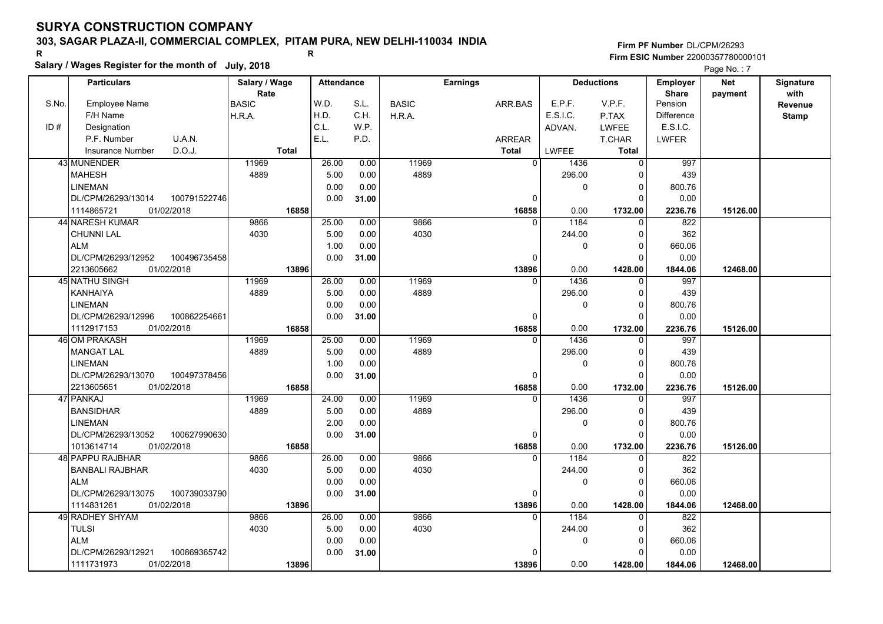# SURYA CONSTRUCTION COMPANY

**303, SAGAR PLAZA-II, COMMERCIAL COMPLEX, PITAM PURA, NEW DELHI-110034 INDIA**

R R

**Salary / Wages Register for the month of July, 2018**

**Firm PF Number** DL/CPM/26293
**Firm ESIC Number** 22000357780000101

| S.No. | Employee Name / F/H Name / ID # Designation / P.F. Number / U.A.N. / Insurance Number / D.O.J. | Salary / Wage Rate: BASIC / H.R.A. / Total | Attendance: W.D. / H.D. / C.L. / E.L. | S.L. / C.H. / W.P. / P.D. | Earnings: BASIC / H.R.A. | ARR.BAS / ARREAR / Total | Deductions: E.P.F. / E.S.I.C. / ADVAN. / LWFEE | V.P.F. / P.TAX / LWFEE / T.CHAR / Total | Employer Share: Pension / Difference / E.S.I.C. / LWFER | Net payment | Signature with Revenue Stamp |
|---|---|---|---|---|---|---|---|---|---|---|---|
| 43 | MUNENDER / MAHESH / LINEMAN / DL/CPM/26293/13014 / 100791522746 / 1114865721 / 01/02/2018 | 11969 / 4889 / 16858 | 26.00 / 5.00 / 0.00 / 0.00 | 0.00 / 0.00 / 0.00 / 31.00 | 11969 / 4889 | 0 / 0 / 16858 | 1436 / 296.00 / 0 / 0.00 | 0 / 0 / 0 / 0 / 1732.00 | 997 / 439 / 800.76 / 0.00 / 2236.76 | 15126.00 | |
| 44 | NARESH KUMAR / CHUNNI LAL / ALM / DL/CPM/26293/12952 / 100496735458 / 2213605662 / 01/02/2018 | 9866 / 4030 / 13896 | 25.00 / 5.00 / 1.00 / 0.00 | 0.00 / 0.00 / 0.00 / 31.00 | 9866 / 4030 | 0 / 0 / 13896 | 1184 / 244.00 / 0 / 0.00 | 0 / 0 / 0 / 0 / 1428.00 | 822 / 362 / 660.06 / 0.00 / 1844.06 | 12468.00 | |
| 45 | NATHU SINGH / KANHAIYA / LINEMAN / DL/CPM/26293/12996 / 100862254661 / 1112917153 / 01/02/2018 | 11969 / 4889 / 16858 | 26.00 / 5.00 / 0.00 / 0.00 | 0.00 / 0.00 / 0.00 / 31.00 | 11969 / 4889 | 0 / 0 / 16858 | 1436 / 296.00 / 0 / 0.00 | 0 / 0 / 0 / 0 / 1732.00 | 997 / 439 / 800.76 / 0.00 / 2236.76 | 15126.00 | |
| 46 | OM PRAKASH / MANGAT LAL / LINEMAN / DL/CPM/26293/13070 / 100497378456 / 2213605651 / 01/02/2018 | 11969 / 4889 / 16858 | 25.00 / 5.00 / 1.00 / 0.00 | 0.00 / 0.00 / 0.00 / 31.00 | 11969 / 4889 | 0 / 0 / 16858 | 1436 / 296.00 / 0 / 0.00 | 0 / 0 / 0 / 0 / 1732.00 | 997 / 439 / 800.76 / 0.00 / 2236.76 | 15126.00 | |
| 47 | PANKAJ / BANSIDHAR / LINEMAN / DL/CPM/26293/13052 / 100627990630 / 1013614714 / 01/02/2018 | 11969 / 4889 / 16858 | 24.00 / 5.00 / 2.00 / 0.00 | 0.00 / 0.00 / 0.00 / 31.00 | 11969 / 4889 | 0 / 0 / 16858 | 1436 / 296.00 / 0 / 0.00 | 0 / 0 / 0 / 0 / 1732.00 | 997 / 439 / 800.76 / 0.00 / 2236.76 | 15126.00 | |
| 48 | PAPPU RAJBHAR / BANBALI RAJBHAR / ALM / DL/CPM/26293/13075 / 100739033790 / 1114831261 / 01/02/2018 | 9866 / 4030 / 13896 | 26.00 / 5.00 / 0.00 / 0.00 | 0.00 / 0.00 / 0.00 / 31.00 | 9866 / 4030 | 0 / 0 / 13896 | 1184 / 244.00 / 0 / 0.00 | 0 / 0 / 0 / 0 / 1428.00 | 822 / 362 / 660.06 / 0.00 / 1844.06 | 12468.00 | |
| 49 | RADHEY SHYAM / TULSI / ALM / DL/CPM/26293/12921 / 100869365742 / 1111731973 / 01/02/2018 | 9866 / 4030 / 13896 | 26.00 / 5.00 / 0.00 / 0.00 | 0.00 / 0.00 / 0.00 / 31.00 | 9866 / 4030 | 0 / 0 / 13896 | 1184 / 244.00 / 0 / 0.00 | 0 / 0 / 0 / 0 / 1428.00 | 822 / 362 / 660.06 / 0.00 / 1844.06 | 12468.00 | |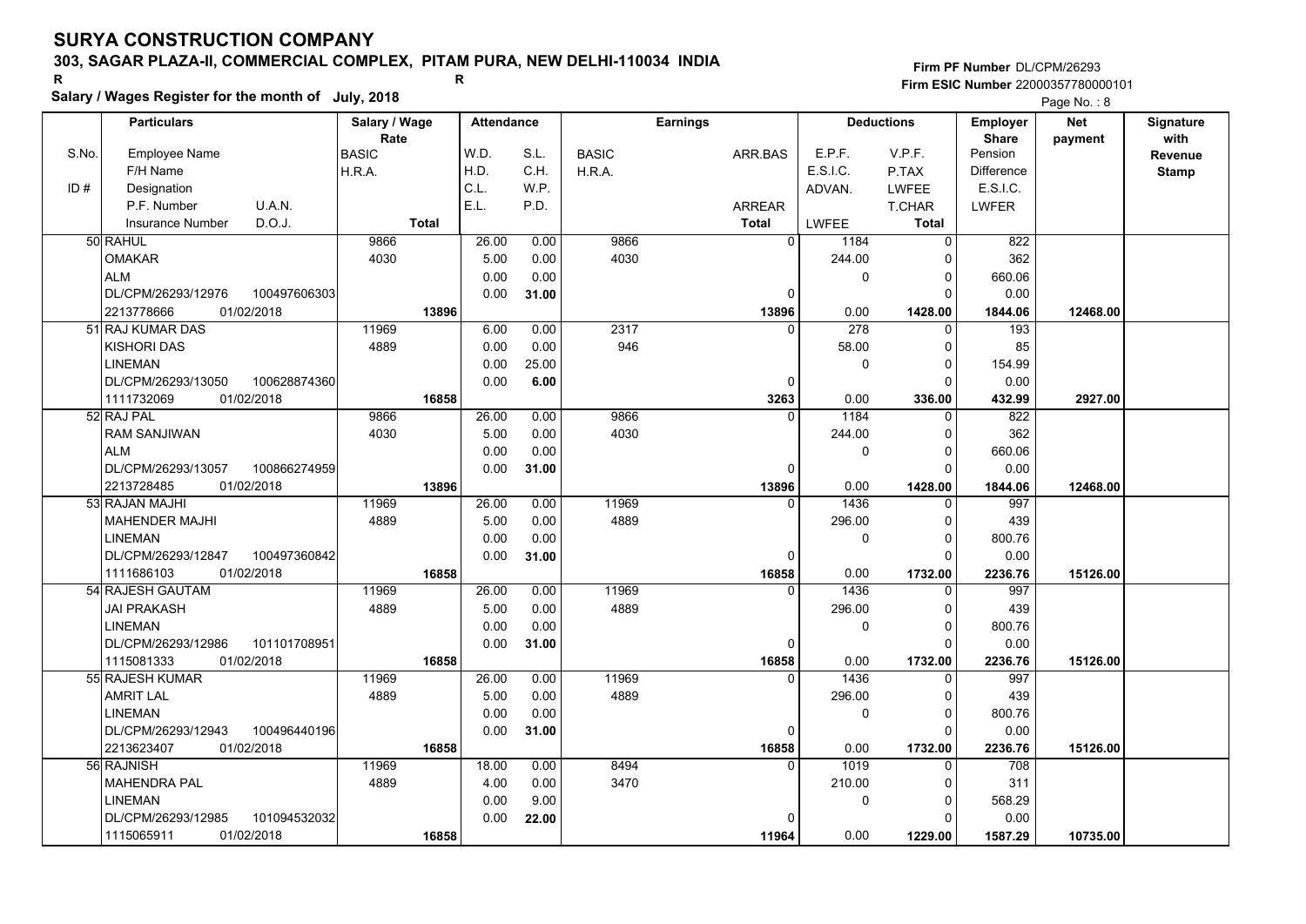# SURYA CONSTRUCTION COMPANY

## 303, SAGAR PLAZA-II, COMMERCIAL COMPLEX, PITAM PURA, NEW DELHI-110034 INDIA

R R

**Salary / Wages Register for the month of July, 2018**

**Firm PF Number** DL/CPM/26293
**Firm ESIC Number** 22000357780000101

| S.No. / ID # | Employee Name / F/H Name / Designation / P.F. Number / U.A.N. / Insurance Number / D.O.J. | Salary / Wage Rate: BASIC / H.R.A. / Total | W.D. / H.D. / C.L. / E.L. | S.L. / C.H. / W.P. / P.D. | BASIC / H.R.A. | ARR.BAS / ARREAR / Total | E.P.F. / E.S.I.C. / ADVAN. / LWFEE | V.P.F. / P.TAX / LWFEE / T.CHAR / Total | Employer Share: Pension / Difference / E.S.I.C. / LWFER | Net payment | Signature with Revenue Stamp |
|---|---|---|---|---|---|---|---|---|---|---|---|
| 50 | RAHUL / OMAKAR / ALM / DL/CPM/26293/12976 / 100497606303 / 2213778666 / 01/02/2018 | 9866 / 4030 / 13896 | 26.00 / 5.00 / 0.00 / 0.00 | 0.00 / 0.00 / 0.00 / 31.00 | 9866 / 4030 | 0 / 0 / 13896 | 1184 / 244.00 / 0 / 0.00 | 0 / 0 / 0 / 0 / 1428.00 | 822 / 362 / 660.06 / 0.00 / 1844.06 | 12468.00 | |
| 51 | RAJ KUMAR DAS / KISHORI DAS / LINEMAN / DL/CPM/26293/13050 / 100628874360 / 1111732069 / 01/02/2018 | 11969 / 4889 / 16858 | 6.00 / 0.00 / 0.00 / 0.00 | 0.00 / 0.00 / 25.00 / 6.00 | 2317 / 946 | 0 / 0 / 3263 | 278 / 58.00 / 0 / 0.00 | 0 / 0 / 0 / 0 / 336.00 | 193 / 85 / 154.99 / 0.00 / 432.99 | 2927.00 | |
| 52 | RAJ PAL / RAM SANJIWAN / ALM / DL/CPM/26293/13057 / 100866274959 / 2213728485 / 01/02/2018 | 9866 / 4030 / 13896 | 26.00 / 5.00 / 0.00 / 0.00 | 0.00 / 0.00 / 0.00 / 31.00 | 9866 / 4030 | 0 / 0 / 13896 | 1184 / 244.00 / 0 / 0.00 | 0 / 0 / 0 / 0 / 1428.00 | 822 / 362 / 660.06 / 0.00 / 1844.06 | 12468.00 | |
| 53 | RAJAN MAJHI / MAHENDER MAJHI / LINEMAN / DL/CPM/26293/12847 / 100497360842 / 1111686103 / 01/02/2018 | 11969 / 4889 / 16858 | 26.00 / 5.00 / 0.00 / 0.00 | 0.00 / 0.00 / 0.00 / 31.00 | 11969 / 4889 | 0 / 0 / 16858 | 1436 / 296.00 / 0 / 0.00 | 0 / 0 / 0 / 0 / 1732.00 | 997 / 439 / 800.76 / 0.00 / 2236.76 | 15126.00 | |
| 54 | RAJESH GAUTAM / JAI PRAKASH / LINEMAN / DL/CPM/26293/12986 / 101101708951 / 1115081333 / 01/02/2018 | 11969 / 4889 / 16858 | 26.00 / 5.00 / 0.00 / 0.00 | 0.00 / 0.00 / 0.00 / 31.00 | 11969 / 4889 | 0 / 0 / 16858 | 1436 / 296.00 / 0 / 0.00 | 0 / 0 / 0 / 0 / 1732.00 | 997 / 439 / 800.76 / 0.00 / 2236.76 | 15126.00 | |
| 55 | RAJESH KUMAR / AMRIT LAL / LINEMAN / DL/CPM/26293/12943 / 100496440196 / 2213623407 / 01/02/2018 | 11969 / 4889 / 16858 | 26.00 / 5.00 / 0.00 / 0.00 | 0.00 / 0.00 / 0.00 / 31.00 | 11969 / 4889 | 0 / 0 / 16858 | 1436 / 296.00 / 0 / 0.00 | 0 / 0 / 0 / 0 / 1732.00 | 997 / 439 / 800.76 / 0.00 / 2236.76 | 15126.00 | |
| 56 | RAJNISH / MAHENDRA PAL / LINEMAN / DL/CPM/26293/12985 / 101094532032 / 1115065911 / 01/02/2018 | 11969 / 4889 / 16858 | 18.00 / 4.00 / 0.00 / 0.00 | 0.00 / 0.00 / 9.00 / 22.00 | 8494 / 3470 | 0 / 0 / 11964 | 1019 / 210.00 / 0 / 0.00 | 0 / 0 / 0 / 0 / 1229.00 | 708 / 311 / 568.29 / 0.00 / 1587.29 | 10735.00 | |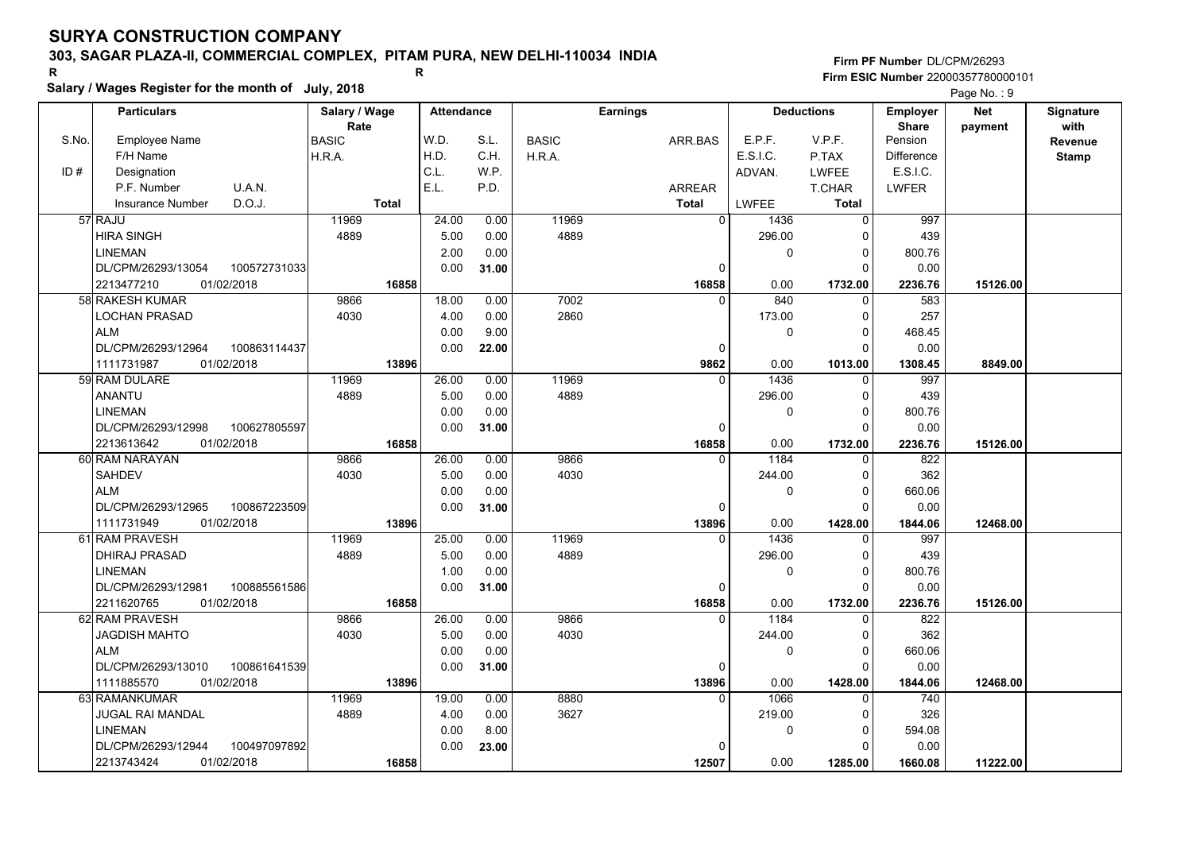# SURYA CONSTRUCTION COMPANY

**303, SAGAR PLAZA-II, COMMERCIAL COMPLEX, PITAM PURA, NEW DELHI-110034 INDIA**

R R

**Salary / Wages Register for the month of July, 2018**

**Firm PF Number** DL/CPM/26293
**Firm ESIC Number** 22000357780000101

| S.No. / ID # | Employee Name / F/H Name / Designation / P.F. Number / U.A.N. / Insurance Number / D.O.J. | Salary / Wage Rate (BASIC / H.R.A. / Total) | Attendance (W.D. / H.D. / C.L. / E.L.) | Attendance (S.L. / C.H. / W.P. / P.D.) | Earnings (BASIC / H.R.A.) | Earnings (ARR.BAS / ARREAR / Total) | Deductions (E.P.F. / E.S.I.C. / ADVAN. / LWFEE) | Deductions (V.P.F. / P.TAX / LWFEE / T.CHAR / Total) | Employer Share (Pension / Difference / E.S.I.C. / LWFER) | Net payment | Signature with Revenue Stamp |
|---|---|---|---|---|---|---|---|---|---|---|---|
| 57 | RAJU / HIRA SINGH / LINEMAN / DL/CPM/26293/13054 / 100572731033 / 2213477210 / 01/02/2018 | 11969 / 4889 / 16858 | 24.00 / 5.00 / 2.00 / 0.00 | 0.00 / 0.00 / 0.00 / 31.00 | 11969 / 4889 | 0 / 0 / 16858 | 1436 / 296.00 / 0 / 0.00 | 0 / 0 / 0 / 0 / 1732.00 | 997 / 439 / 800.76 / 0.00 / 2236.76 | 15126.00 | |
| 58 | RAKESH KUMAR / LOCHAN PRASAD / ALM / DL/CPM/26293/12964 / 100863114437 / 1111731987 / 01/02/2018 | 9866 / 4030 / 13896 | 18.00 / 4.00 / 0.00 / 0.00 | 0.00 / 0.00 / 9.00 / 22.00 | 7002 / 2860 | 0 / 0 / 9862 | 840 / 173.00 / 0 / 0.00 | 0 / 0 / 0 / 0 / 1013.00 | 583 / 257 / 468.45 / 0.00 / 1308.45 | 8849.00 | |
| 59 | RAM DULARE / ANANTU / LINEMAN / DL/CPM/26293/12998 / 100627805597 / 2213613642 / 01/02/2018 | 11969 / 4889 / 16858 | 26.00 / 5.00 / 0.00 / 0.00 | 0.00 / 0.00 / 0.00 / 31.00 | 11969 / 4889 | 0 / 0 / 16858 | 1436 / 296.00 / 0 / 0.00 | 0 / 0 / 0 / 0 / 1732.00 | 997 / 439 / 800.76 / 0.00 / 2236.76 | 15126.00 | |
| 60 | RAM NARAYAN / SAHDEV / ALM / DL/CPM/26293/12965 / 100867223509 / 1111731949 / 01/02/2018 | 9866 / 4030 / 13896 | 26.00 / 5.00 / 0.00 / 0.00 | 0.00 / 0.00 / 0.00 / 31.00 | 9866 / 4030 | 0 / 0 / 13896 | 1184 / 244.00 / 0 / 0.00 | 0 / 0 / 0 / 0 / 1428.00 | 822 / 362 / 660.06 / 0.00 / 1844.06 | 12468.00 | |
| 61 | RAM PRAVESH / DHIRAJ PRASAD / LINEMAN / DL/CPM/26293/12981 / 100885561586 / 2211620765 / 01/02/2018 | 11969 / 4889 / 16858 | 25.00 / 5.00 / 1.00 / 0.00 | 0.00 / 0.00 / 0.00 / 31.00 | 11969 / 4889 | 0 / 0 / 16858 | 1436 / 296.00 / 0 / 0.00 | 0 / 0 / 0 / 0 / 1732.00 | 997 / 439 / 800.76 / 0.00 / 2236.76 | 15126.00 | |
| 62 | RAM PRAVESH / JAGDISH MAHTO / ALM / DL/CPM/26293/13010 / 100861641539 / 1111885570 / 01/02/2018 | 9866 / 4030 / 13896 | 26.00 / 5.00 / 0.00 / 0.00 | 0.00 / 0.00 / 0.00 / 31.00 | 9866 / 4030 | 0 / 0 / 13896 | 1184 / 244.00 / 0 / 0.00 | 0 / 0 / 0 / 0 / 1428.00 | 822 / 362 / 660.06 / 0.00 / 1844.06 | 12468.00 | |
| 63 | RAMANKUMAR / JUGAL RAI MANDAL / LINEMAN / DL/CPM/26293/12944 / 100497097892 / 2213743424 / 01/02/2018 | 11969 / 4889 / 16858 | 19.00 / 4.00 / 0.00 / 0.00 | 0.00 / 0.00 / 8.00 / 23.00 | 8880 / 3627 | 0 / 0 / 12507 | 1066 / 219.00 / 0 / 0.00 | 0 / 0 / 0 / 0 / 1285.00 | 740 / 326 / 594.08 / 0.00 / 1660.08 | 11222.00 | |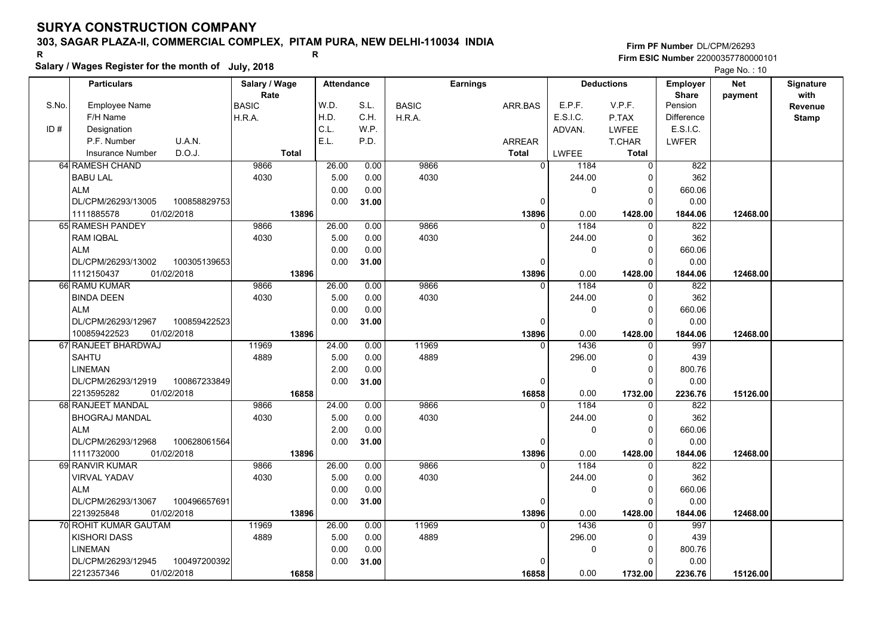# SURYA CONSTRUCTION COMPANY

**303, SAGAR PLAZA-II, COMMERCIAL COMPLEX, PITAM PURA, NEW DELHI-110034 INDIA**

**Salary / Wages Register for the month of July, 2018**

**Firm PF Number** DL/CPM/26293
**Firm ESIC Number** 22000357780000101

| S.No. / ID # | Particulars: Employee Name / F/H Name / Designation / P.F. Number, U.A.N. / Insurance Number, D.O.J. | Salary / Wage Rate: BASIC / H.R.A. / Total | Attendance: W.D. / H.D. / C.L. / E.L. | Attendance: S.L. / C.H. / W.P. / P.D. | Earnings: BASIC / H.R.A. | Earnings: ARR.BAS / ARREAR / Total | Deductions: E.P.F. / E.S.I.C. / ADVAN. / LWFEE | Deductions: V.P.F. / P.TAX / LWFEE / T.CHAR / Total | Employer Share: Pension / Difference / E.S.I.C. / LWFER | Net payment | Signature with Revenue Stamp |
|---|---|---|---|---|---|---|---|---|---|---|---|
| 64 | RAMESH CHAND / BABU LAL / ALM / DL/CPM/26293/13005, 100858829753 / 1111885578, 01/02/2018 | 9866 / 4030 / **13896** | 26.00 / 5.00 / 0.00 / 0.00 | 0.00 / 0.00 / 0.00 / **31.00** | 9866 / 4030 | 0 / 0 / **13896** | 1184 / 244.00 / 0 / 0.00 | 0 / 0 / 0 / 0 / **1428.00** | 822 / 362 / 660.06 / 0.00 / **1844.06** | **12468.00** | |
| 65 | RAMESH PANDEY / RAM IQBAL / ALM / DL/CPM/26293/13002, 100305139653 / 1112150437, 01/02/2018 | 9866 / 4030 / **13896** | 26.00 / 5.00 / 0.00 / 0.00 | 0.00 / 0.00 / 0.00 / **31.00** | 9866 / 4030 | 0 / 0 / **13896** | 1184 / 244.00 / 0 / 0.00 | 0 / 0 / 0 / 0 / **1428.00** | 822 / 362 / 660.06 / 0.00 / **1844.06** | **12468.00** | |
| 66 | RAMU KUMAR / BINDA DEEN / ALM / DL/CPM/26293/12967, 100859422523 / 100859422523, 01/02/2018 | 9866 / 4030 / **13896** | 26.00 / 5.00 / 0.00 / 0.00 | 0.00 / 0.00 / 0.00 / **31.00** | 9866 / 4030 | 0 / 0 / **13896** | 1184 / 244.00 / 0 / 0.00 | 0 / 0 / 0 / 0 / **1428.00** | 822 / 362 / 660.06 / 0.00 / **1844.06** | **12468.00** | |
| 67 | RANJEET BHARDWAJ / SAHTU / LINEMAN / DL/CPM/26293/12919, 100867233849 / 2213595282, 01/02/2018 | 11969 / 4889 / **16858** | 24.00 / 5.00 / 2.00 / 0.00 | 0.00 / 0.00 / 0.00 / **31.00** | 11969 / 4889 | 0 / 0 / **16858** | 1436 / 296.00 / 0 / 0.00 | 0 / 0 / 0 / 0 / **1732.00** | 997 / 439 / 800.76 / 0.00 / **2236.76** | **15126.00** | |
| 68 | RANJEET MANDAL / BHOGRAJ MANDAL / ALM / DL/CPM/26293/12968, 100628061564 / 1111732000, 01/02/2018 | 9866 / 4030 / **13896** | 24.00 / 5.00 / 2.00 / 0.00 | 0.00 / 0.00 / 0.00 / **31.00** | 9866 / 4030 | 0 / 0 / **13896** | 1184 / 244.00 / 0 / 0.00 | 0 / 0 / 0 / 0 / **1428.00** | 822 / 362 / 660.06 / 0.00 / **1844.06** | **12468.00** | |
| 69 | RANVIR KUMAR / VIRVAL YADAV / ALM / DL/CPM/26293/13067, 100496657691 / 2213925848, 01/02/2018 | 9866 / 4030 / **13896** | 26.00 / 5.00 / 0.00 / 0.00 | 0.00 / 0.00 / 0.00 / **31.00** | 9866 / 4030 | 0 / 0 / **13896** | 1184 / 244.00 / 0 / 0.00 | 0 / 0 / 0 / 0 / **1428.00** | 822 / 362 / 660.06 / 0.00 / **1844.06** | **12468.00** | |
| 70 | ROHIT KUMAR GAUTAM / KISHORI DASS / LINEMAN / DL/CPM/26293/12945, 100497200392 / 2212357346, 01/02/2018 | 11969 / 4889 / **16858** | 26.00 / 5.00 / 0.00 / 0.00 | 0.00 / 0.00 / 0.00 / **31.00** | 11969 / 4889 | 0 / 0 / **16858** | 1436 / 296.00 / 0 / 0.00 | 0 / 0 / 0 / 0 / **1732.00** | 997 / 439 / 800.76 / 0.00 / **2236.76** | **15126.00** | |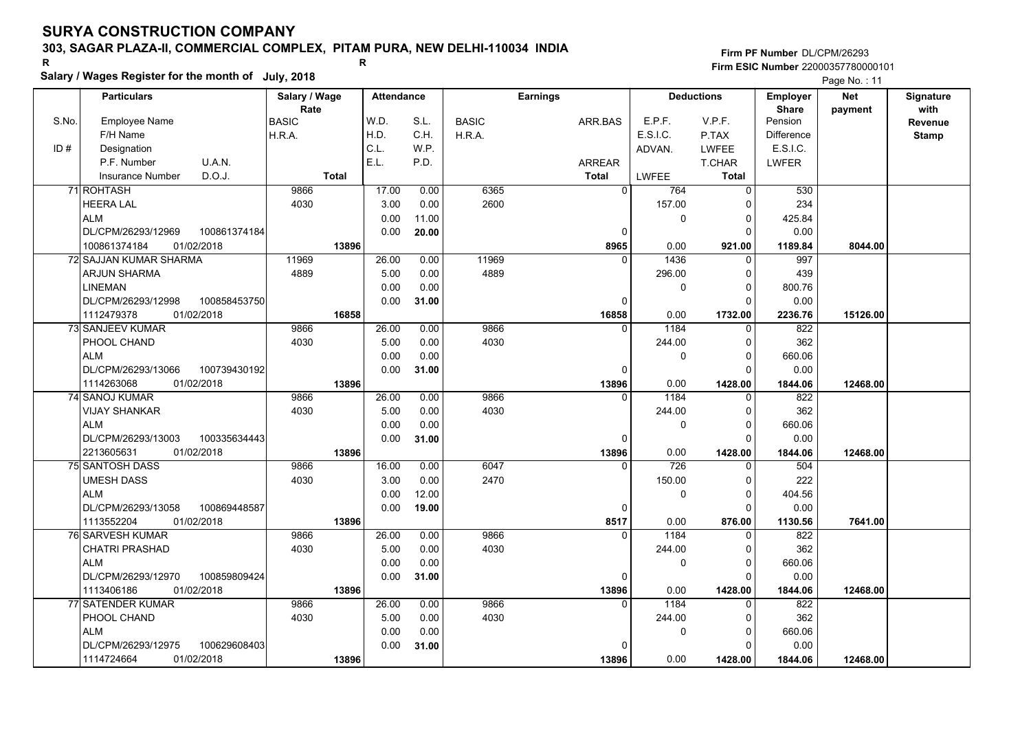# SURYA CONSTRUCTION COMPANY

**303, SAGAR PLAZA-II, COMMERCIAL COMPLEX, PITAM PURA, NEW DELHI-110034 INDIA**

R R

**Salary / Wages Register for the month of July, 2018**

**Firm PF Number** DL/CPM/26293
**Firm ESIC Number** 22000357780000101

| S.No. / ID # | Particulars (Employee Name / F/H Name / Designation / P.F. Number / U.A.N. / Insurance Number / D.O.J.) | Salary / Wage Rate (BASIC / H.R.A. / Total) | Attendance (W.D. / H.D. / C.L. / E.L.) | Attendance (S.L. / C.H. / W.P. / P.D.) | Earnings (BASIC / H.R.A.) | Earnings (ARR.BAS / ARREAR / Total) | Deductions (E.P.F. / E.S.I.C. / ADVAN. / LWFEE) | Deductions (V.P.F. / P.TAX / LWFEE / T.CHAR / Total) | Employer Share (Pension / Difference / E.S.I.C. / LWFER) | Net payment | Signature with Revenue Stamp |
|---|---|---|---|---|---|---|---|---|---|---|---|
| 71 | ROHTASH<br>HEERA LAL<br>ALM<br>DL/CPM/26293/12969 100861374184<br>100861374184 01/02/2018 | 9866<br>4030<br>13896 | 17.00<br>3.00<br>0.00<br>0.00 | 0.00<br>0.00<br>11.00<br>20.00 | 6365<br>2600 | 0<br>0<br>8965 | 764<br>157.00<br>0<br>0.00 | 0<br>0<br>0<br>0<br>921.00 | 530<br>234<br>425.84<br>0.00<br>1189.84 | 8044.00 | |
| 72 | SAJJAN KUMAR SHARMA<br>ARJUN SHARMA<br>LINEMAN<br>DL/CPM/26293/12998 100858453750<br>1112479378 01/02/2018 | 11969<br>4889<br>16858 | 26.00<br>5.00<br>0.00<br>0.00 | 0.00<br>0.00<br>0.00<br>31.00 | 11969<br>4889 | 0<br>0<br>16858 | 1436<br>296.00<br>0<br>0.00 | 0<br>0<br>0<br>0<br>1732.00 | 997<br>439<br>800.76<br>0.00<br>2236.76 | 15126.00 | |
| 73 | SANJEEV KUMAR<br>PHOOL CHAND<br>ALM<br>DL/CPM/26293/13066 100739430192<br>1114263068 01/02/2018 | 9866<br>4030<br>13896 | 26.00<br>5.00<br>0.00<br>0.00 | 0.00<br>0.00<br>0.00<br>31.00 | 9866<br>4030 | 0<br>0<br>13896 | 1184<br>244.00<br>0<br>0.00 | 0<br>0<br>0<br>0<br>1428.00 | 822<br>362<br>660.06<br>0.00<br>1844.06 | 12468.00 | |
| 74 | SANOJ KUMAR<br>VIJAY SHANKAR<br>ALM<br>DL/CPM/26293/13003 100335634443<br>2213605631 01/02/2018 | 9866<br>4030<br>13896 | 26.00<br>5.00<br>0.00<br>0.00 | 0.00<br>0.00<br>0.00<br>31.00 | 9866<br>4030 | 0<br>0<br>13896 | 1184<br>244.00<br>0<br>0.00 | 0<br>0<br>0<br>0<br>1428.00 | 822<br>362<br>660.06<br>0.00<br>1844.06 | 12468.00 | |
| 75 | SANTOSH DASS<br>UMESH DASS<br>ALM<br>DL/CPM/26293/13058 100869448587<br>1113552204 01/02/2018 | 9866<br>4030<br>13896 | 16.00<br>3.00<br>0.00<br>0.00 | 0.00<br>0.00<br>12.00<br>19.00 | 6047<br>2470 | 0<br>0<br>8517 | 726<br>150.00<br>0<br>0.00 | 0<br>0<br>0<br>0<br>876.00 | 504<br>222<br>404.56<br>0.00<br>1130.56 | 7641.00 | |
| 76 | SARVESH KUMAR<br>CHATRI PRASHAD<br>ALM<br>DL/CPM/26293/12970 100859809424<br>1113406186 01/02/2018 | 9866<br>4030<br>13896 | 26.00<br>5.00<br>0.00<br>0.00 | 0.00<br>0.00<br>0.00<br>31.00 | 9866<br>4030 | 0<br>0<br>13896 | 1184<br>244.00<br>0<br>0.00 | 0<br>0<br>0<br>0<br>1428.00 | 822<br>362<br>660.06<br>0.00<br>1844.06 | 12468.00 | |
| 77 | SATENDER KUMAR<br>PHOOL CHAND<br>ALM<br>DL/CPM/26293/12975 100629608403<br>1114724664 01/02/2018 | 9866<br>4030<br>13896 | 26.00<br>5.00<br>0.00<br>0.00 | 0.00<br>0.00<br>0.00<br>31.00 | 9866<br>4030 | 0<br>0<br>13896 | 1184<br>244.00<br>0<br>0.00 | 0<br>0<br>0<br>0<br>1428.00 | 822<br>362<br>660.06<br>0.00<br>1844.06 | 12468.00 | |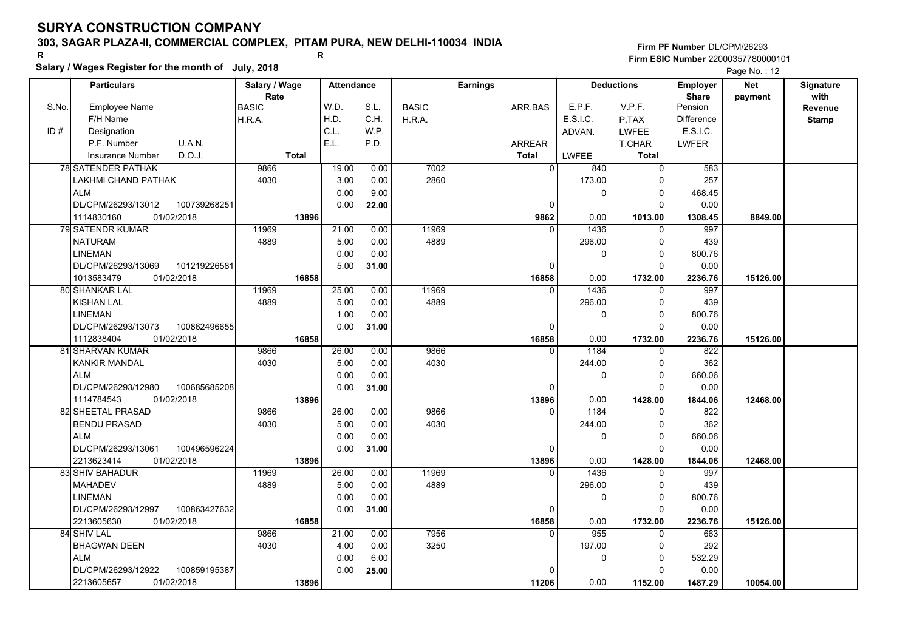# SURYA CONSTRUCTION COMPANY

**303, SAGAR PLAZA-II, COMMERCIAL COMPLEX, PITAM PURA, NEW DELHI-110034 INDIA**

R R

**Salary / Wages Register for the month of July, 2018**

Firm PF Number DL/CPM/26293
Firm ESIC Number 22000357780000101

Page No. : 12

| S.No. / ID # | Particulars: Employee Name / F/H Name / Designation / P.F. Number / U.A.N. / Insurance Number / D.O.J. | Salary / Wage Rate: BASIC / H.R.A. / Total | Attendance: W.D. / H.D. / C.L. / E.L. | Attendance: S.L. / C.H. / W.P. / P.D. | Earnings: BASIC / H.R.A. | Earnings: ARR.BAS / ARREAR / Total | Deductions: E.P.F. / E.S.I.C. / ADVAN. / LWFEE | Deductions: V.P.F. / P.TAX / LWFEE / T.CHAR / Total | Employer Share: Pension / Difference / E.S.I.C. / LWFER | Net payment | Signature with Revenue Stamp |
|---|---|---|---|---|---|---|---|---|---|---|---|
| 78 | SATENDER PATHAK / LAKHMI CHAND PATHAK / ALM / DL/CPM/26293/13012 100739268251 / 1114830160 01/02/2018 | 9866 / 4030 / 13896 | 19.00 / 3.00 / 0.00 / 0.00 | 0.00 / 0.00 / 9.00 / 22.00 | 7002 / 2860 | 0 / 0 / 9862 | 840 / 173.00 / 0 / 0.00 | 0 / 0 / 0 / 0 / 1013.00 | 583 / 257 / 468.45 / 0.00 / 1308.45 | 8849.00 | |
| 79 | SATENDR KUMAR / NATURAM / LINEMAN / DL/CPM/26293/13069 101219226581 / 1013583479 01/02/2018 | 11969 / 4889 / 16858 | 21.00 / 5.00 / 0.00 / 5.00 | 0.00 / 0.00 / 0.00 / 31.00 | 11969 / 4889 | 0 / 0 / 16858 | 1436 / 296.00 / 0 / 0.00 | 0 / 0 / 0 / 0 / 1732.00 | 997 / 439 / 800.76 / 0.00 / 2236.76 | 15126.00 | |
| 80 | SHANKAR LAL / KISHAN LAL / LINEMAN / DL/CPM/26293/13073 100862496655 / 1112838404 01/02/2018 | 11969 / 4889 / 16858 | 25.00 / 5.00 / 1.00 / 0.00 | 0.00 / 0.00 / 0.00 / 31.00 | 11969 / 4889 | 0 / 0 / 16858 | 1436 / 296.00 / 0 / 0.00 | 0 / 0 / 0 / 0 / 1732.00 | 997 / 439 / 800.76 / 0.00 / 2236.76 | 15126.00 | |
| 81 | SHARVAN KUMAR / KANKIR MANDAL / ALM / DL/CPM/26293/12980 100685685208 / 1114784543 01/02/2018 | 9866 / 4030 / 13896 | 26.00 / 5.00 / 0.00 / 0.00 | 0.00 / 0.00 / 0.00 / 31.00 | 9866 / 4030 | 0 / 0 / 13896 | 1184 / 244.00 / 0 / 0.00 | 0 / 0 / 0 / 0 / 1428.00 | 822 / 362 / 660.06 / 0.00 / 1844.06 | 12468.00 | |
| 82 | SHEETAL PRASAD / BENDU PRASAD / ALM / DL/CPM/26293/13061 100496596224 / 2213623414 01/02/2018 | 9866 / 4030 / 13896 | 26.00 / 5.00 / 0.00 / 0.00 | 0.00 / 0.00 / 0.00 / 31.00 | 9866 / 4030 | 0 / 0 / 13896 | 1184 / 244.00 / 0 / 0.00 | 0 / 0 / 0 / 0 / 1428.00 | 822 / 362 / 660.06 / 0.00 / 1844.06 | 12468.00 | |
| 83 | SHIV BAHADUR / MAHADEV / LINEMAN / DL/CPM/26293/12997 100863427632 / 2213605630 01/02/2018 | 11969 / 4889 / 16858 | 26.00 / 5.00 / 0.00 / 0.00 | 0.00 / 0.00 / 0.00 / 31.00 | 11969 / 4889 | 0 / 0 / 16858 | 1436 / 296.00 / 0 / 0.00 | 0 / 0 / 0 / 0 / 1732.00 | 997 / 439 / 800.76 / 0.00 / 2236.76 | 15126.00 | |
| 84 | SHIV LAL / BHAGWAN DEEN / ALM / DL/CPM/26293/12922 100859195387 / 2213605657 01/02/2018 | 9866 / 4030 / 13896 | 21.00 / 4.00 / 0.00 / 0.00 | 0.00 / 0.00 / 6.00 / 25.00 | 7956 / 3250 | 0 / 0 / 11206 | 955 / 197.00 / 0 / 0.00 | 0 / 0 / 0 / 0 / 1152.00 | 663 / 292 / 532.29 / 0.00 / 1487.29 | 10054.00 | |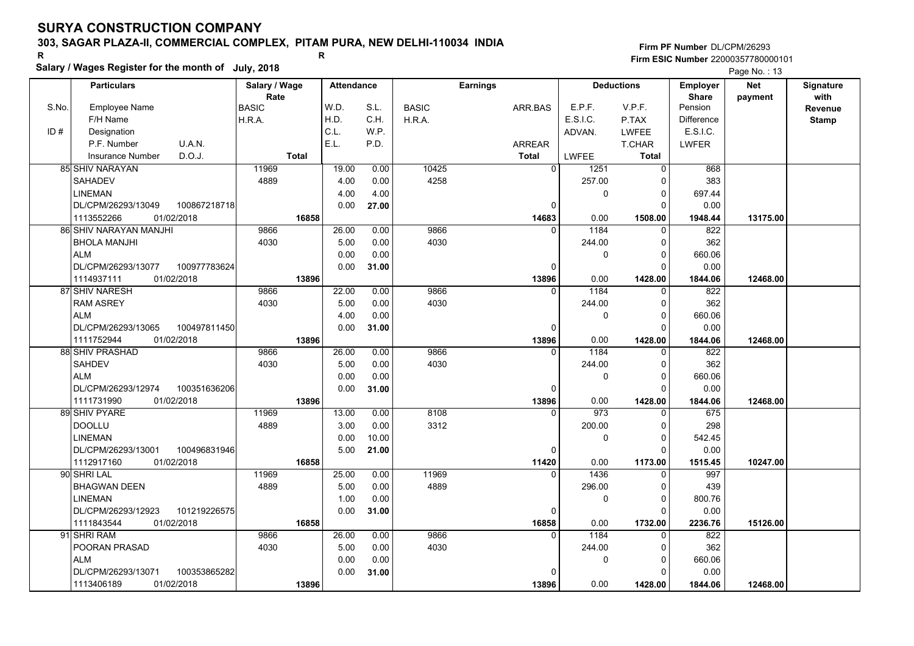# SURYA CONSTRUCTION COMPANY

**303, SAGAR PLAZA-II, COMMERCIAL COMPLEX, PITAM PURA, NEW DELHI-110034 INDIA**

R R

**Salary / Wages Register for the month of July, 2018**

Firm PF Number DL/CPM/26293
Firm ESIC Number 22000357780000101

| S.No. / ID # | Particulars: Employee Name / F/H Name / Designation / P.F. Number, U.A.N. / Insurance Number, D.O.J. | Salary / Wage Rate: BASIC / H.R.A. / Total | Attendance: W.D. / H.D. / C.L. / E.L. | Attendance: S.L. / C.H. / W.P. / P.D. | Earnings: BASIC / H.R.A. | Earnings: ARR.BAS / ARREAR / Total | Deductions: E.P.F. / E.S.I.C. / ADVAN. / LWFEE | Deductions: V.P.F. / P.TAX / LWFEE / T.CHAR / Total | Employer Share: Pension / Difference / E.S.I.C. / LWFER | Net payment | Signature with Revenue Stamp |
|---|---|---|---|---|---|---|---|---|---|---|---|
| 85 | SHIV NARAYAN / SAHADEV / LINEMAN / DL/CPM/26293/13049, 100867218718 / 1113552266, 01/02/2018 | 11969 / 4889 / 16858 | 19.00 / 4.00 / 4.00 / 0.00 | 0.00 / 0.00 / 4.00 / 27.00 | 10425 / 4258 | 0 / 0 / 14683 | 1251 / 257.00 / 0 / 0.00 | 0 / 0 / 0 / 0 / 1508.00 | 868 / 383 / 697.44 / 0.00 / 1948.44 | 13175.00 | |
| 86 | SHIV NARAYAN MANJHI / BHOLA MANJHI / ALM / DL/CPM/26293/13077, 100977783624 / 1114937111, 01/02/2018 | 9866 / 4030 / 13896 | 26.00 / 5.00 / 0.00 / 0.00 | 0.00 / 0.00 / 0.00 / 31.00 | 9866 / 4030 | 0 / 0 / 13896 | 1184 / 244.00 / 0 / 0.00 | 0 / 0 / 0 / 0 / 1428.00 | 822 / 362 / 660.06 / 0.00 / 1844.06 | 12468.00 | |
| 87 | SHIV NARESH / RAM ASREY / ALM / DL/CPM/26293/13065, 100497811450 / 1111752944, 01/02/2018 | 9866 / 4030 / 13896 | 22.00 / 5.00 / 4.00 / 0.00 | 0.00 / 0.00 / 0.00 / 31.00 | 9866 / 4030 | 0 / 0 / 13896 | 1184 / 244.00 / 0 / 0.00 | 0 / 0 / 0 / 0 / 1428.00 | 822 / 362 / 660.06 / 0.00 / 1844.06 | 12468.00 | |
| 88 | SHIV PRASHAD / SAHDEV / ALM / DL/CPM/26293/12974, 100351636206 / 1111731990, 01/02/2018 | 9866 / 4030 / 13896 | 26.00 / 5.00 / 0.00 / 0.00 | 0.00 / 0.00 / 0.00 / 31.00 | 9866 / 4030 | 0 / 0 / 13896 | 1184 / 244.00 / 0 / 0.00 | 0 / 0 / 0 / 0 / 1428.00 | 822 / 362 / 660.06 / 0.00 / 1844.06 | 12468.00 | |
| 89 | SHIV PYARE / DOOLLU / LINEMAN / DL/CPM/26293/13001, 100496831946 / 1112917160, 01/02/2018 | 11969 / 4889 / 16858 | 13.00 / 3.00 / 0.00 / 5.00 | 0.00 / 0.00 / 10.00 / 21.00 | 8108 / 3312 | 0 / 0 / 11420 | 973 / 200.00 / 0 / 0.00 | 0 / 0 / 0 / 0 / 1173.00 | 675 / 298 / 542.45 / 0.00 / 1515.45 | 10247.00 | |
| 90 | SHRI LAL / BHAGWAN DEEN / LINEMAN / DL/CPM/26293/12923, 101219226575 / 1111843544, 01/02/2018 | 11969 / 4889 / 16858 | 25.00 / 5.00 / 1.00 / 0.00 | 0.00 / 0.00 / 0.00 / 31.00 | 11969 / 4889 | 0 / 0 / 16858 | 1436 / 296.00 / 0 / 0.00 | 0 / 0 / 0 / 0 / 1732.00 | 997 / 439 / 800.76 / 0.00 / 2236.76 | 15126.00 | |
| 91 | SHRI RAM / POORAN PRASAD / ALM / DL/CPM/26293/13071, 100353865282 / 1113406189, 01/02/2018 | 9866 / 4030 / 13896 | 26.00 / 5.00 / 0.00 / 0.00 | 0.00 / 0.00 / 0.00 / 31.00 | 9866 / 4030 | 0 / 0 / 13896 | 1184 / 244.00 / 0 / 0.00 | 0 / 0 / 0 / 0 / 1428.00 | 822 / 362 / 660.06 / 0.00 / 1844.06 | 12468.00 | |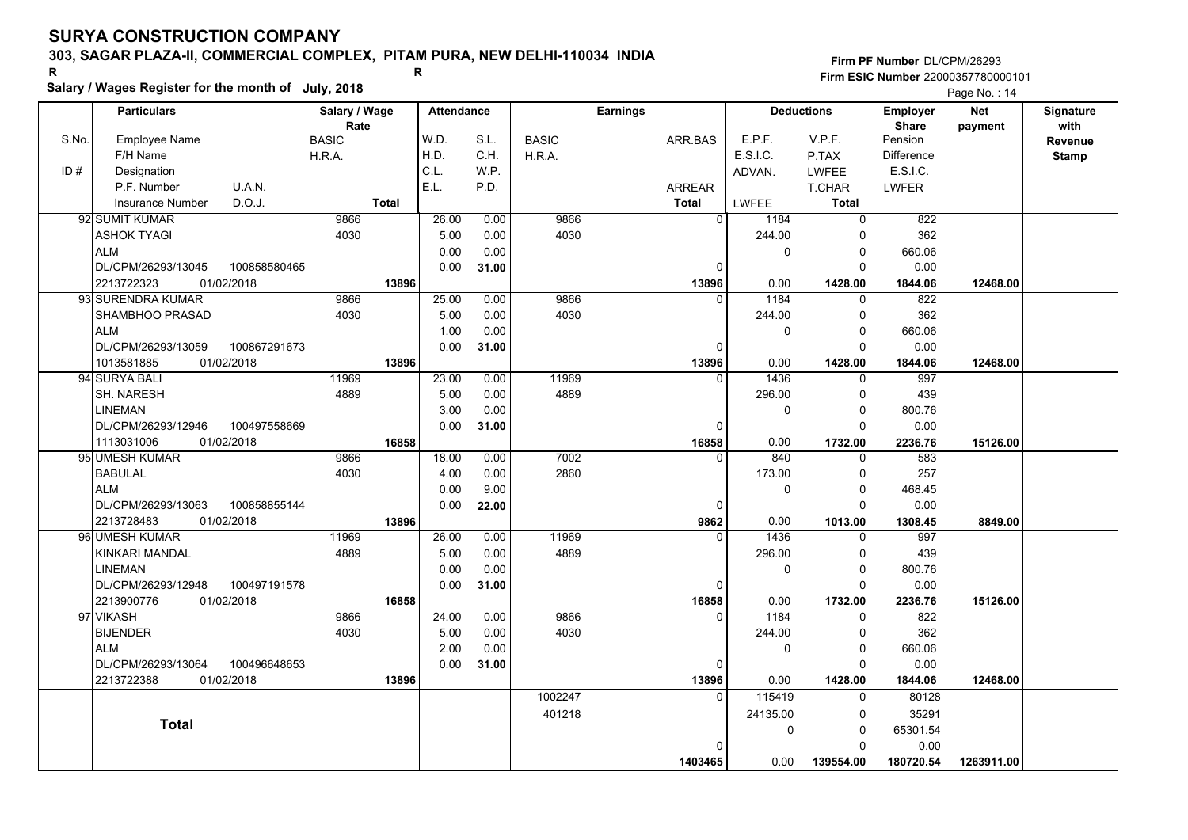# SURYA CONSTRUCTION COMPANY

**303, SAGAR PLAZA-II, COMMERCIAL COMPLEX, PITAM PURA, NEW DELHI-110034 INDIA**

R R

**Firm PF Number** DL/CPM/26293

**Firm ESIC Number** 22000357780000101

**Salary / Wages Register for the month of July, 2018**

| S.No. / ID # | Particulars: Employee Name / F/H Name / Designation / P.F. Number, U.A.N. / Insurance Number, D.O.J. | Salary / Wage Rate: BASIC / H.R.A. / Total | Attendance: W.D. / H.D. / C.L. / E.L. | Attendance: S.L. / C.H. / W.P. / P.D. | Earnings: BASIC / H.R.A. | Earnings: ARR.BAS / ARREAR / Total | Deductions: E.P.F. / E.S.I.C. / ADVAN. / LWFEE | Deductions: V.P.F. / P.TAX / LWFEE / T.CHAR / Total | Employer Share: Pension / Difference / E.S.I.C. / LWFER | Net payment | Signature with Revenue Stamp |
|---|---|---|---|---|---|---|---|---|---|---|---|
| 92 | SUMIT KUMAR / ASHOK TYAGI / ALM / DL/CPM/26293/13045, 100858580465 / 2213722323, 01/02/2018 | 9866 / 4030 / 13896 | 26.00 / 5.00 / 0.00 / 0.00 | 0.00 / 0.00 / 0.00 / 31.00 | 9866 / 4030 | 0 / 0 / 13896 | 1184 / 244.00 / 0 / 0.00 | 0 / 0 / 0 / 0 / 1428.00 | 822 / 362 / 660.06 / 0.00 / 1844.06 | 12468.00 | |
| 93 | SURENDRA KUMAR / SHAMBHOO PRASAD / ALM / DL/CPM/26293/13059, 100867291673 / 1013581885, 01/02/2018 | 9866 / 4030 / 13896 | 25.00 / 5.00 / 1.00 / 0.00 | 0.00 / 0.00 / 0.00 / 31.00 | 9866 / 4030 | 0 / 0 / 13896 | 1184 / 244.00 / 0 / 0.00 | 0 / 0 / 0 / 0 / 1428.00 | 822 / 362 / 660.06 / 0.00 / 1844.06 | 12468.00 | |
| 94 | SURYA BALI / SH. NARESH / LINEMAN / DL/CPM/26293/12946, 100497558669 / 1113031006, 01/02/2018 | 11969 / 4889 / 16858 | 23.00 / 5.00 / 3.00 / 0.00 | 0.00 / 0.00 / 0.00 / 31.00 | 11969 / 4889 | 0 / 0 / 16858 | 1436 / 296.00 / 0 / 0.00 | 0 / 0 / 0 / 0 / 1732.00 | 997 / 439 / 800.76 / 0.00 / 2236.76 | 15126.00 | |
| 95 | UMESH KUMAR / BABULAL / ALM / DL/CPM/26293/13063, 100858855144 / 2213728483, 01/02/2018 | 9866 / 4030 / 13896 | 18.00 / 4.00 / 0.00 / 0.00 | 0.00 / 0.00 / 9.00 / 22.00 | 7002 / 2860 | 0 / 0 / 9862 | 840 / 173.00 / 0 / 0.00 | 0 / 0 / 0 / 0 / 1013.00 | 583 / 257 / 468.45 / 0.00 / 1308.45 | 8849.00 | |
| 96 | UMESH KUMAR / KINKARI MANDAL / LINEMAN / DL/CPM/26293/12948, 100497191578 / 2213900776, 01/02/2018 | 11969 / 4889 / 16858 | 26.00 / 5.00 / 0.00 / 0.00 | 0.00 / 0.00 / 0.00 / 31.00 | 11969 / 4889 | 0 / 0 / 16858 | 1436 / 296.00 / 0 / 0.00 | 0 / 0 / 0 / 0 / 1732.00 | 997 / 439 / 800.76 / 0.00 / 2236.76 | 15126.00 | |
| 97 | VIKASH / BIJENDER / ALM / DL/CPM/26293/13064, 100496648653 / 2213722388, 01/02/2018 | 9866 / 4030 / 13896 | 24.00 / 5.00 / 2.00 / 0.00 | 0.00 / 0.00 / 0.00 / 31.00 | 9866 / 4030 | 0 / 0 / 1389 6 | 1184 / 244.00 / 0 / 0.00 | 0 / 0 / 0 / 0 / 1428.00 | 822 / 362 / 660.06 / 0.00 / 1844.06 | 12468.00 | |
| | **Total** | | | | 1002247 / 401218 | 0 / 0 / 1403465 | 115419 / 24135.00 / 0 / 0.00 | 0 / 0 / 0 / 0 / 139554.00 | 80128 / 35291 / 65301.54 / 0.00 / 180720.54 | 1263911.00 | |